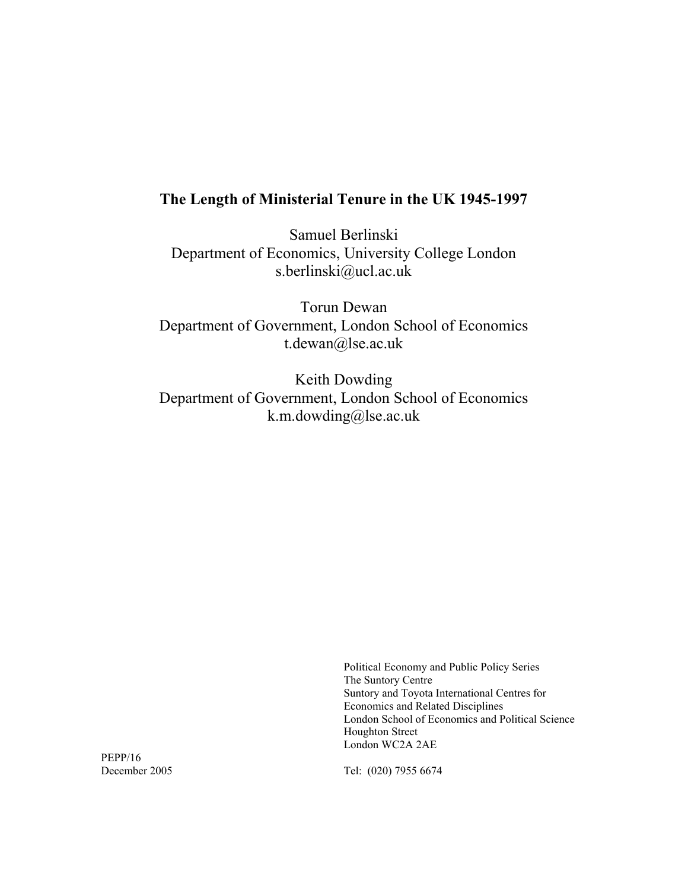# The Length of Ministerial Tenure in the UK 1945-1997

Samuel Berlinski
Department of Economics, University College London
s.berlinski@ucl.ac.uk

Torun Dewan
Department of Government, London School of Economics
t.dewan@lse.ac.uk

Keith Dowding
Department of Government, London School of Economics
k.m.dowding@lse.ac.uk

Political Economy and Public Policy Series
The Suntory Centre
Suntory and Toyota International Centres for Economics and Related Disciplines
London School of Economics and Political Science
Houghton Street
London WC2A 2AE

PEPP/16
December 2005

Tel: (020) 7955 6674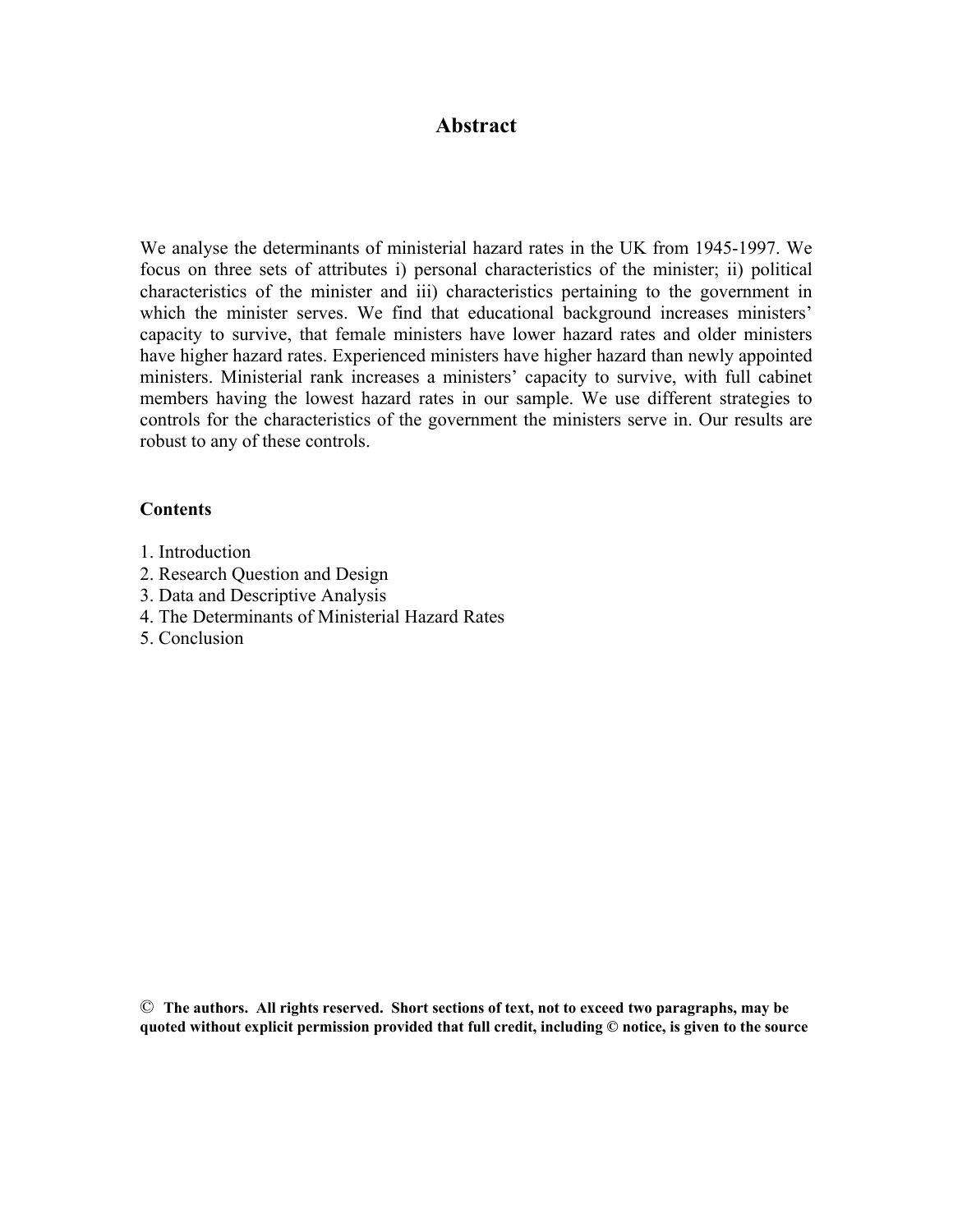# Abstract

We analyse the determinants of ministerial hazard rates in the UK from 1945-1997. We focus on three sets of attributes i) personal characteristics of the minister; ii) political characteristics of the minister and iii) characteristics pertaining to the government in which the minister serves. We find that educational background increases ministers' capacity to survive, that female ministers have lower hazard rates and older ministers have higher hazard rates. Experienced ministers have higher hazard than newly appointed ministers. Ministerial rank increases a ministers' capacity to survive, with full cabinet members having the lowest hazard rates in our sample. We use different strategies to controls for the characteristics of the government the ministers serve in. Our results are robust to any of these controls.

**Contents**

1. Introduction
2. Research Question and Design
3. Data and Descriptive Analysis
4. The Determinants of Ministerial Hazard Rates
5. Conclusion

**© The authors. All rights reserved. Short sections of text, not to exceed two paragraphs, may be quoted without explicit permission provided that full credit, including © notice, is given to the source**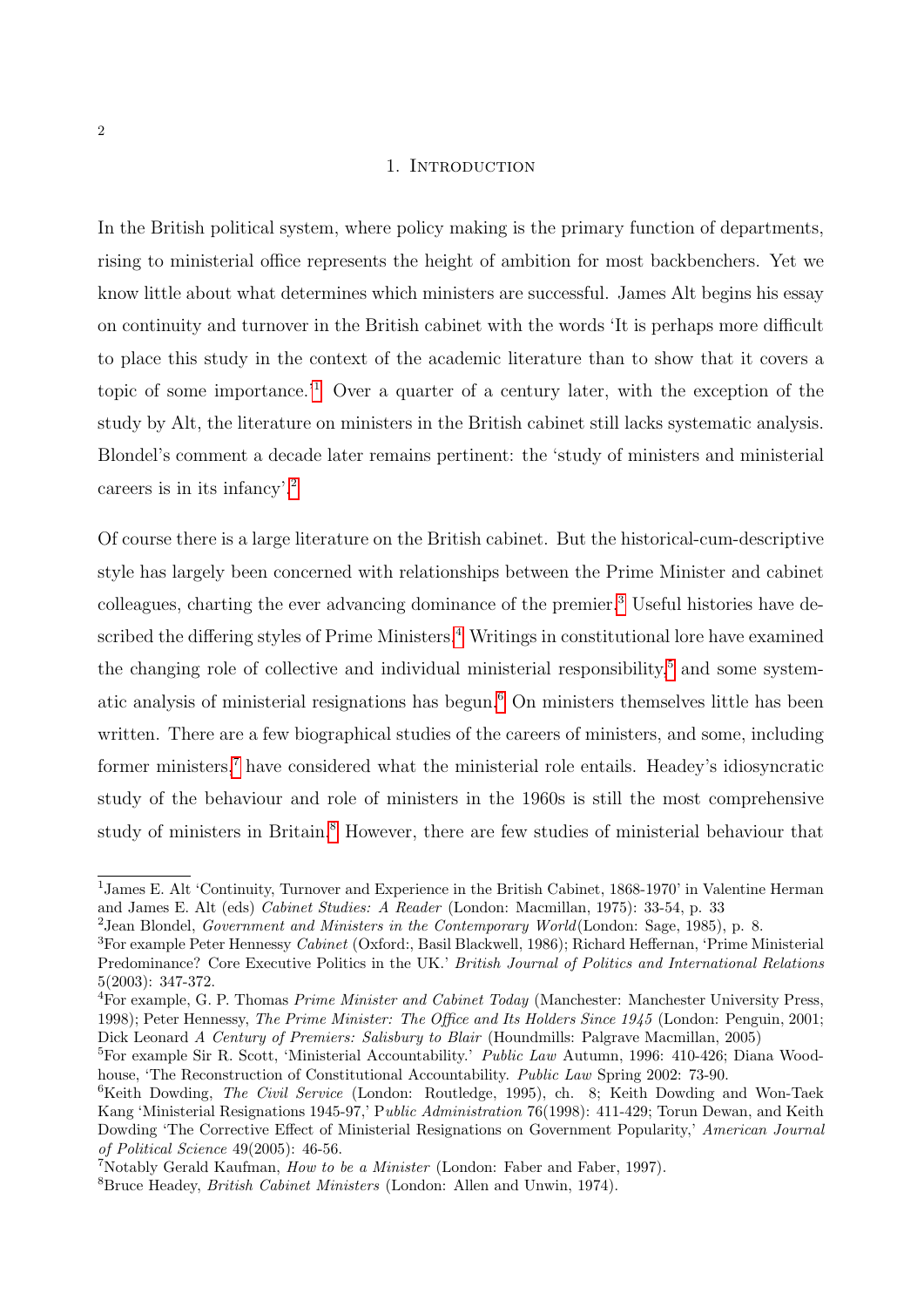# 1. Introduction

In the British political system, where policy making is the primary function of departments, rising to ministerial office represents the height of ambition for most backbenchers. Yet we know little about what determines which ministers are successful. James Alt begins his essay on continuity and turnover in the British cabinet with the words 'It is perhaps more difficult to place this study in the context of the academic literature than to show that it covers a topic of some importance.'[1] Over a quarter of a century later, with the exception of the study by Alt, the literature on ministers in the British cabinet still lacks systematic analysis. Blondel's comment a decade later remains pertinent: the 'study of ministers and ministerial careers is in its infancy'.[2]

Of course there is a large literature on the British cabinet. But the historical-cum-descriptive style has largely been concerned with relationships between the Prime Minister and cabinet colleagues, charting the ever advancing dominance of the premier.[3] Useful histories have described the differing styles of Prime Ministers.[4] Writings in constitutional lore have examined the changing role of collective and individual ministerial responsibility,[5] and some systematic analysis of ministerial resignations has begun.[6] On ministers themselves little has been written. There are a few biographical studies of the careers of ministers, and some, including former ministers,[7] have considered what the ministerial role entails. Headey's idiosyncratic study of the behaviour and role of ministers in the 1960s is still the most comprehensive study of ministers in Britain.[8] However, there are few studies of ministerial behaviour that

---

[1] James E. Alt 'Continuity, Turnover and Experience in the British Cabinet, 1868-1970' in Valentine Herman and James E. Alt (eds) *Cabinet Studies: A Reader* (London: Macmillan, 1975): 33-54, p. 33

[2] Jean Blondel, *Government and Ministers in the Contemporary World*(London: Sage, 1985), p. 8.

[3] For example Peter Hennessy *Cabinet* (Oxford:, Basil Blackwell, 1986); Richard Heffernan, 'Prime Ministerial Predominance? Core Executive Politics in the UK.' *British Journal of Politics and International Relations* 5(2003): 347-372.

[4] For example, G. P. Thomas *Prime Minister and Cabinet Today* (Manchester: Manchester University Press, 1998); Peter Hennessy, *The Prime Minister: The Office and Its Holders Since 1945* (London: Penguin, 2001; Dick Leonard *A Century of Premiers: Salisbury to Blair* (Houndmills: Palgrave Macmillan, 2005)

[5] For example Sir R. Scott, 'Ministerial Accountability.' *Public Law* Autumn, 1996: 410-426; Diana Woodhouse, 'The Reconstruction of Constitutional Accountability. *Public Law* Spring 2002: 73-90.

[6] Keith Dowding, *The Civil Service* (London: Routledge, 1995), ch. 8; Keith Dowding and Won-Taek Kang 'Ministerial Resignations 1945-97,' P*ublic Administration* 76(1998): 411-429; Torun Dewan, and Keith Dowding 'The Corrective Effect of Ministerial Resignations on Government Popularity,' *American Journal of Political Science* 49(2005): 46-56.

[7] Notably Gerald Kaufman, *How to be a Minister* (London: Faber and Faber, 1997).

[8] Bruce Headey, *British Cabinet Ministers* (London: Allen and Unwin, 1974).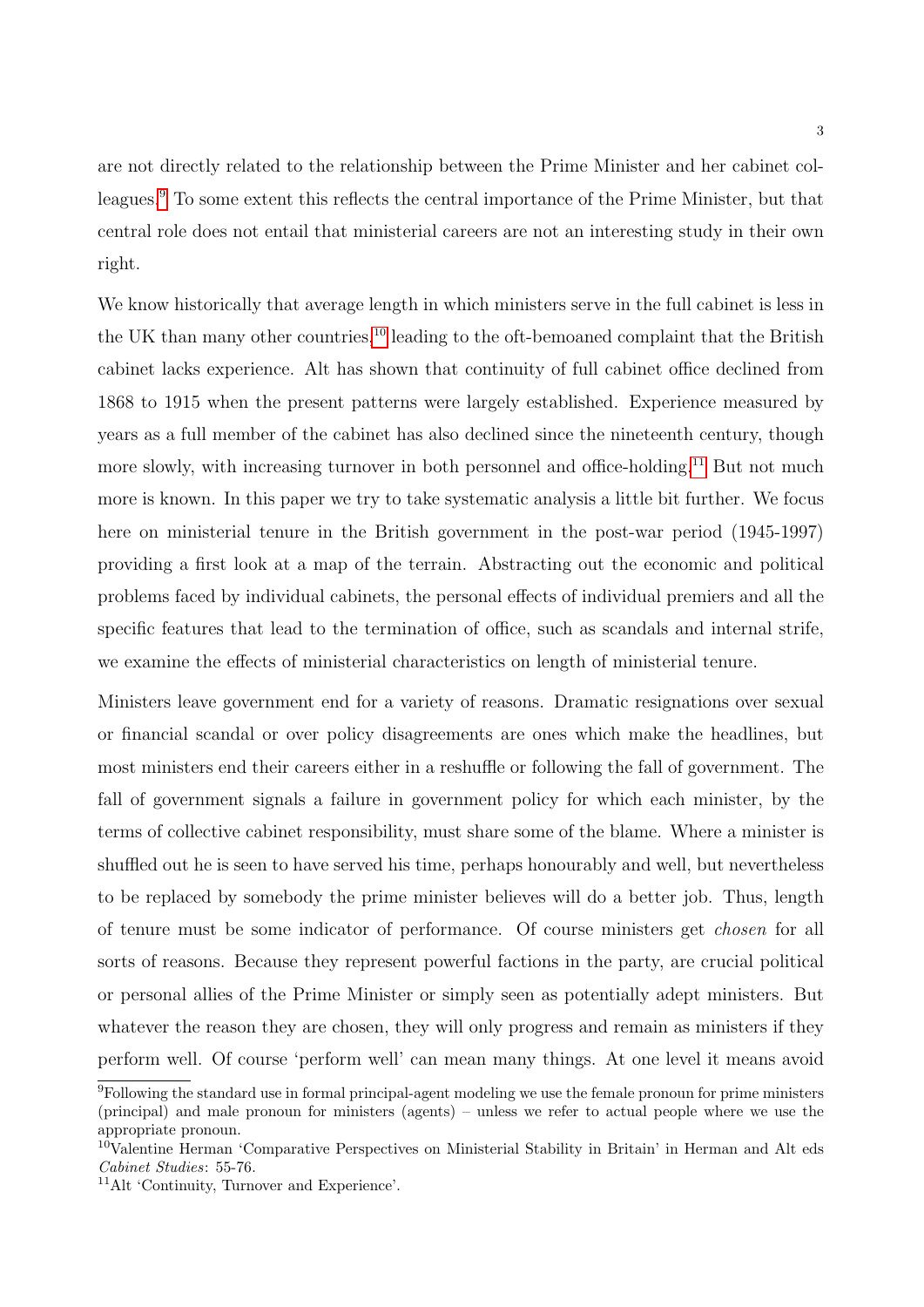are not directly related to the relationship between the Prime Minister and her cabinet colleagues.[9] To some extent this reflects the central importance of the Prime Minister, but that central role does not entail that ministerial careers are not an interesting study in their own right.

We know historically that average length in which ministers serve in the full cabinet is less in the UK than many other countries,[10] leading to the oft-bemoaned complaint that the British cabinet lacks experience. Alt has shown that continuity of full cabinet office declined from 1868 to 1915 when the present patterns were largely established. Experience measured by years as a full member of the cabinet has also declined since the nineteenth century, though more slowly, with increasing turnover in both personnel and office-holding.[11] But not much more is known. In this paper we try to take systematic analysis a little bit further. We focus here on ministerial tenure in the British government in the post-war period (1945-1997) providing a first look at a map of the terrain. Abstracting out the economic and political problems faced by individual cabinets, the personal effects of individual premiers and all the specific features that lead to the termination of office, such as scandals and internal strife, we examine the effects of ministerial characteristics on length of ministerial tenure.

Ministers leave government end for a variety of reasons. Dramatic resignations over sexual or financial scandal or over policy disagreements are ones which make the headlines, but most ministers end their careers either in a reshuffle or following the fall of government. The fall of government signals a failure in government policy for which each minister, by the terms of collective cabinet responsibility, must share some of the blame. Where a minister is shuffled out he is seen to have served his time, perhaps honourably and well, but nevertheless to be replaced by somebody the prime minister believes will do a better job. Thus, length of tenure must be some indicator of performance. Of course ministers get *chosen* for all sorts of reasons. Because they represent powerful factions in the party, are crucial political or personal allies of the Prime Minister or simply seen as potentially adept ministers. But whatever the reason they are chosen, they will only progress and remain as ministers if they perform well. Of course 'perform well' can mean many things. At one level it means avoid

[9] Following the standard use in formal principal-agent modeling we use the female pronoun for prime ministers (principal) and male pronoun for ministers (agents) – unless we refer to actual people where we use the appropriate pronoun.

[10] Valentine Herman 'Comparative Perspectives on Ministerial Stability in Britain' in Herman and Alt eds *Cabinet Studies*: 55-76.

[11] Alt 'Continuity, Turnover and Experience'.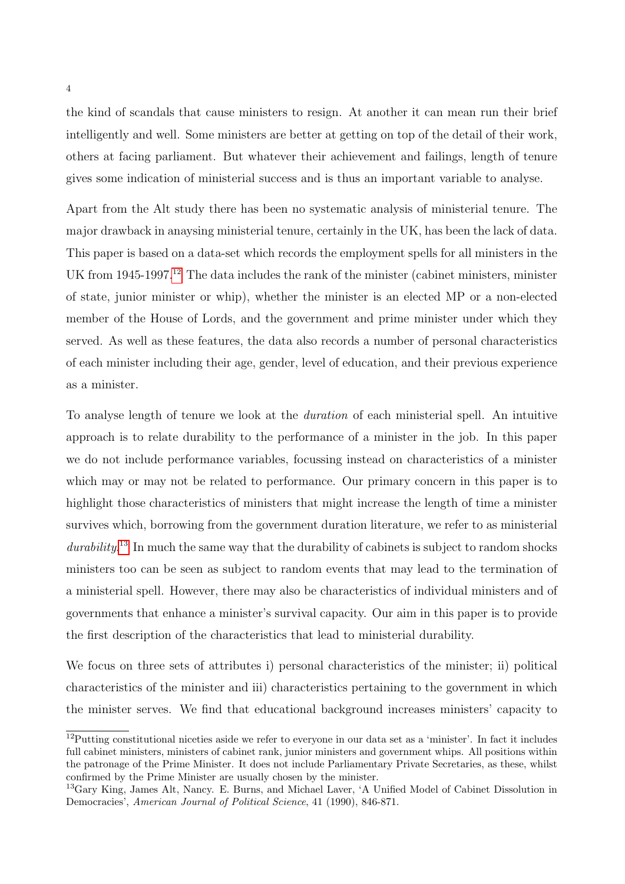the kind of scandals that cause ministers to resign. At another it can mean run their brief intelligently and well. Some ministers are better at getting on top of the detail of their work, others at facing parliament. But whatever their achievement and failings, length of tenure gives some indication of ministerial success and is thus an important variable to analyse.

Apart from the Alt study there has been no systematic analysis of ministerial tenure. The major drawback in anaysing ministerial tenure, certainly in the UK, has been the lack of data. This paper is based on a data-set which records the employment spells for all ministers in the UK from 1945-1997.[12] The data includes the rank of the minister (cabinet ministers, minister of state, junior minister or whip), whether the minister is an elected MP or a non-elected member of the House of Lords, and the government and prime minister under which they served. As well as these features, the data also records a number of personal characteristics of each minister including their age, gender, level of education, and their previous experience as a minister.

To analyse length of tenure we look at the *duration* of each ministerial spell. An intuitive approach is to relate durability to the performance of a minister in the job. In this paper we do not include performance variables, focussing instead on characteristics of a minister which may or may not be related to performance. Our primary concern in this paper is to highlight those characteristics of ministers that might increase the length of time a minister survives which, borrowing from the government duration literature, we refer to as ministerial *durability*.[13] In much the same way that the durability of cabinets is subject to random shocks ministers too can be seen as subject to random events that may lead to the termination of a ministerial spell. However, there may also be characteristics of individual ministers and of governments that enhance a minister's survival capacity. Our aim in this paper is to provide the first description of the characteristics that lead to ministerial durability.

We focus on three sets of attributes i) personal characteristics of the minister; ii) political characteristics of the minister and iii) characteristics pertaining to the government in which the minister serves. We find that educational background increases ministers' capacity to

[12] Putting constitutional niceties aside we refer to everyone in our data set as a 'minister'. In fact it includes full cabinet ministers, ministers of cabinet rank, junior ministers and government whips. All positions within the patronage of the Prime Minister. It does not include Parliamentary Private Secretaries, as these, whilst confirmed by the Prime Minister are usually chosen by the minister.

[13] Gary King, James Alt, Nancy. E. Burns, and Michael Laver, 'A Unified Model of Cabinet Dissolution in Democracies', *American Journal of Political Science*, 41 (1990), 846-871.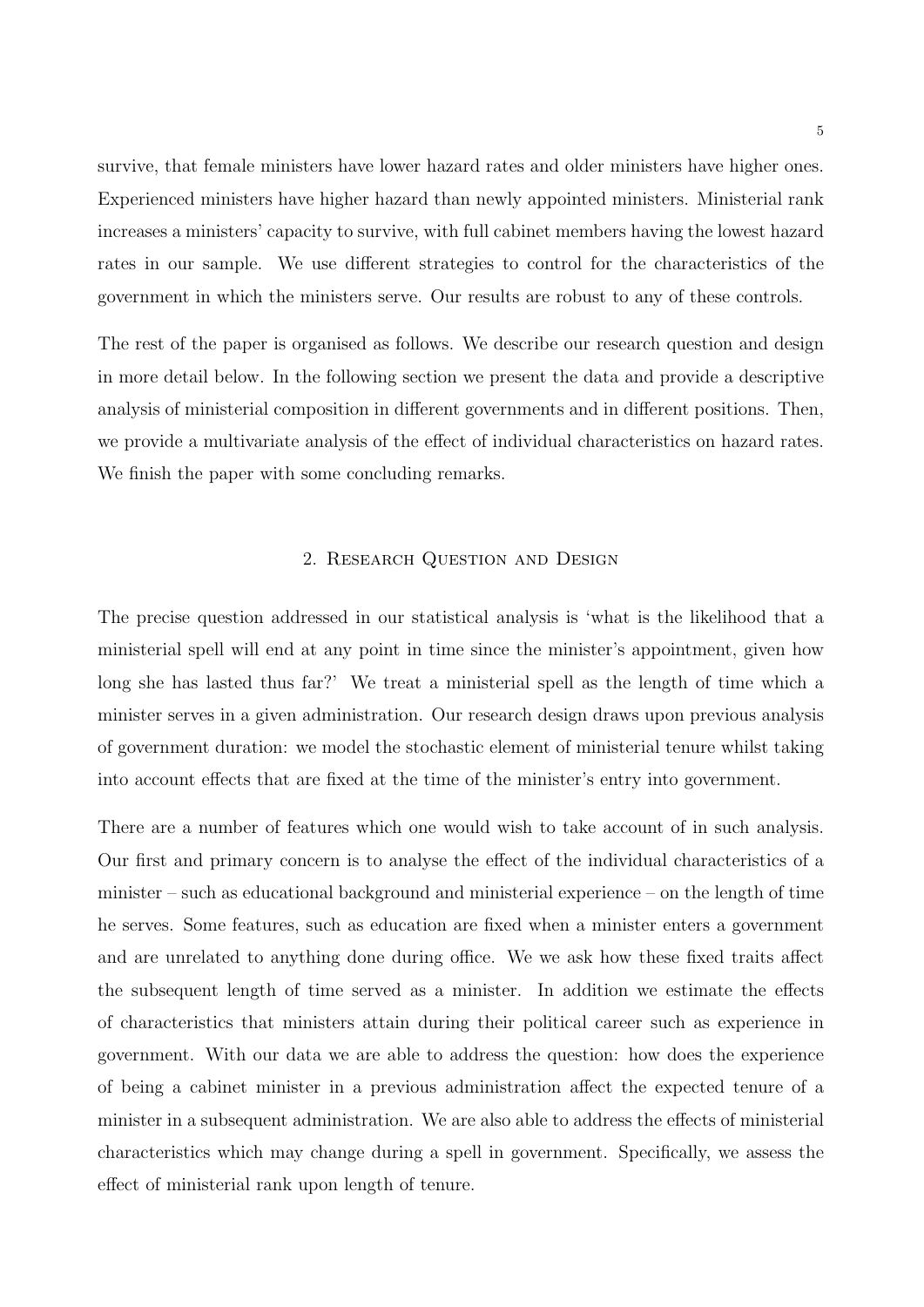survive, that female ministers have lower hazard rates and older ministers have higher ones. Experienced ministers have higher hazard than newly appointed ministers. Ministerial rank increases a ministers' capacity to survive, with full cabinet members having the lowest hazard rates in our sample. We use different strategies to control for the characteristics of the government in which the ministers serve. Our results are robust to any of these controls.

The rest of the paper is organised as follows. We describe our research question and design in more detail below. In the following section we present the data and provide a descriptive analysis of ministerial composition in different governments and in different positions. Then, we provide a multivariate analysis of the effect of individual characteristics on hazard rates. We finish the paper with some concluding remarks.

## 2. Research Question and Design

The precise question addressed in our statistical analysis is 'what is the likelihood that a ministerial spell will end at any point in time since the minister's appointment, given how long she has lasted thus far?' We treat a ministerial spell as the length of time which a minister serves in a given administration. Our research design draws upon previous analysis of government duration: we model the stochastic element of ministerial tenure whilst taking into account effects that are fixed at the time of the minister's entry into government.

There are a number of features which one would wish to take account of in such analysis. Our first and primary concern is to analyse the effect of the individual characteristics of a minister – such as educational background and ministerial experience – on the length of time he serves. Some features, such as education are fixed when a minister enters a government and are unrelated to anything done during office. We we ask how these fixed traits affect the subsequent length of time served as a minister. In addition we estimate the effects of characteristics that ministers attain during their political career such as experience in government. With our data we are able to address the question: how does the experience of being a cabinet minister in a previous administration affect the expected tenure of a minister in a subsequent administration. We are also able to address the effects of ministerial characteristics which may change during a spell in government. Specifically, we assess the effect of ministerial rank upon length of tenure.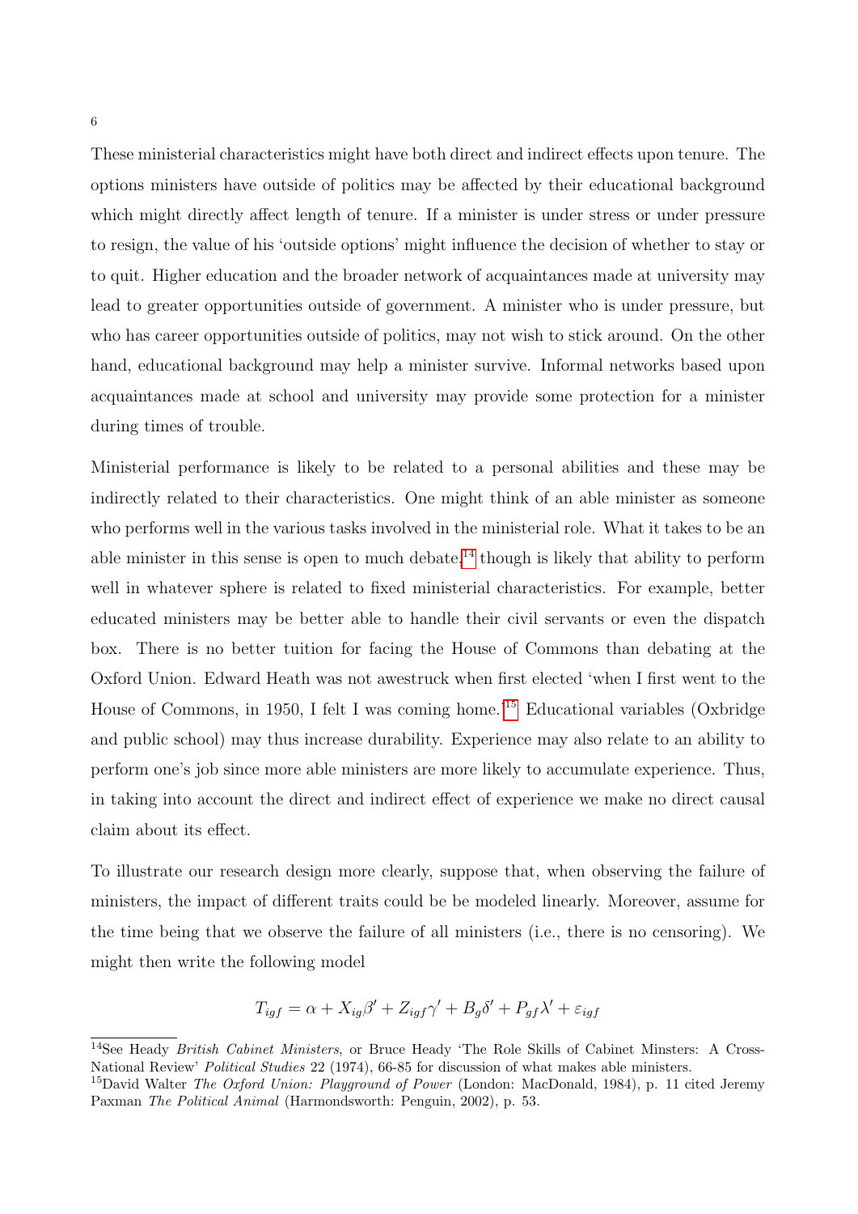These ministerial characteristics might have both direct and indirect effects upon tenure. The options ministers have outside of politics may be affected by their educational background which might directly affect length of tenure. If a minister is under stress or under pressure to resign, the value of his 'outside options' might influence the decision of whether to stay or to quit. Higher education and the broader network of acquaintances made at university may lead to greater opportunities outside of government. A minister who is under pressure, but who has career opportunities outside of politics, may not wish to stick around. On the other hand, educational background may help a minister survive. Informal networks based upon acquaintances made at school and university may provide some protection for a minister during times of trouble.

Ministerial performance is likely to be related to a personal abilities and these may be indirectly related to their characteristics. One might think of an able minister as someone who performs well in the various tasks involved in the ministerial role. What it takes to be an able minister in this sense is open to much debate,[14] though is likely that ability to perform well in whatever sphere is related to fixed ministerial characteristics. For example, better educated ministers may be better able to handle their civil servants or even the dispatch box. There is no better tuition for facing the House of Commons than debating at the Oxford Union. Edward Heath was not awestruck when first elected 'when I first went to the House of Commons, in 1950, I felt I was coming home.'[15] Educational variables (Oxbridge and public school) may thus increase durability. Experience may also relate to an ability to perform one's job since more able ministers are more likely to accumulate experience. Thus, in taking into account the direct and indirect effect of experience we make no direct causal claim about its effect.

To illustrate our research design more clearly, suppose that, when observing the failure of ministers, the impact of different traits could be be modeled linearly. Moreover, assume for the time being that we observe the failure of all ministers (i.e., there is no censoring). We might then write the following model

$$T_{igf} = \alpha + X_{ig}\beta' + Z_{igf}\gamma' + B_g\delta' + P_{gf}\lambda' + \varepsilon_{igf}$$

---

[14] See Heady *British Cabinet Ministers*, or Bruce Heady 'The Role Skills of Cabinet Minsters: A Cross-National Review' *Political Studies* 22 (1974), 66-85 for discussion of what makes able ministers.

[15] David Walter *The Oxford Union: Playground of Power* (London: MacDonald, 1984), p. 11 cited Jeremy Paxman *The Political Animal* (Harmondsworth: Penguin, 2002), p. 53.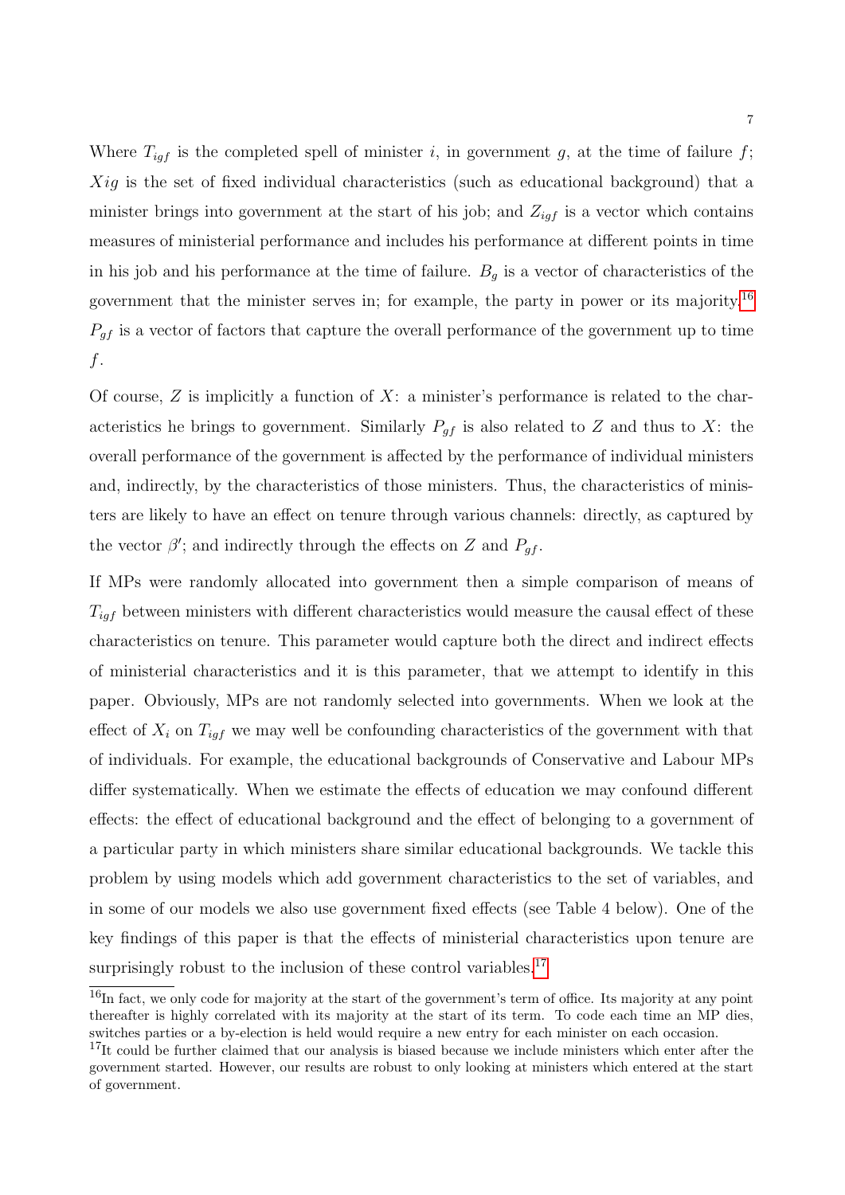Where $T_{igf}$ is the completed spell of minister $i$, in government $g$, at the time of failure $f$; $Xig$ is the set of fixed individual characteristics (such as educational background) that a minister brings into government at the start of his job; and $Z_{igf}$ is a vector which contains measures of ministerial performance and includes his performance at different points in time in his job and his performance at the time of failure. $B_g$ is a vector of characteristics of the government that the minister serves in; for example, the party in power or its majority.[16] $P_{gf}$ is a vector of factors that capture the overall performance of the government up to time $f$.

Of course, $Z$ is implicitly a function of $X$: a minister's performance is related to the characteristics he brings to government. Similarly $P_{gf}$ is also related to $Z$ and thus to $X$: the overall performance of the government is affected by the performance of individual ministers and, indirectly, by the characteristics of those ministers. Thus, the characteristics of ministers are likely to have an effect on tenure through various channels: directly, as captured by the vector $\beta'$; and indirectly through the effects on $Z$ and $P_{gf}$.

If MPs were randomly allocated into government then a simple comparison of means of $T_{igf}$ between ministers with different characteristics would measure the causal effect of these characteristics on tenure. This parameter would capture both the direct and indirect effects of ministerial characteristics and it is this parameter, that we attempt to identify in this paper. Obviously, MPs are not randomly selected into governments. When we look at the effect of $X_i$ on $T_{igf}$ we may well be confounding characteristics of the government with that of individuals. For example, the educational backgrounds of Conservative and Labour MPs differ systematically. When we estimate the effects of education we may confound different effects: the effect of educational background and the effect of belonging to a government of a particular party in which ministers share similar educational backgrounds. We tackle this problem by using models which add government characteristics to the set of variables, and in some of our models we also use government fixed effects (see Table 4 below). One of the key findings of this paper is that the effects of ministerial characteristics upon tenure are surprisingly robust to the inclusion of these control variables.[17]

[16] In fact, we only code for majority at the start of the government's term of office. Its majority at any point thereafter is highly correlated with its majority at the start of its term. To code each time an MP dies, switches parties or a by-election is held would require a new entry for each minister on each occasion.

[17] It could be further claimed that our analysis is biased because we include ministers which enter after the government started. However, our results are robust to only looking at ministers which entered at the start of government.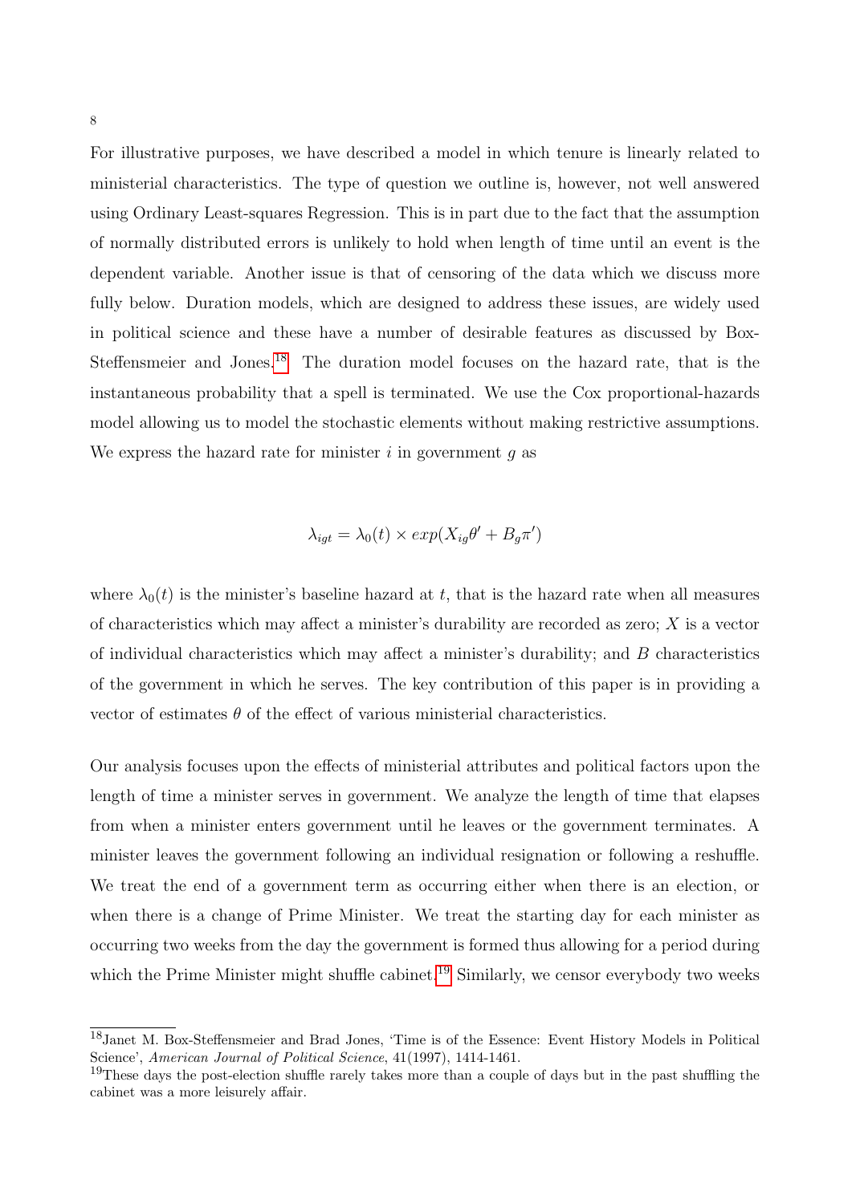For illustrative purposes, we have described a model in which tenure is linearly related to ministerial characteristics. The type of question we outline is, however, not well answered using Ordinary Least-squares Regression. This is in part due to the fact that the assumption of normally distributed errors is unlikely to hold when length of time until an event is the dependent variable. Another issue is that of censoring of the data which we discuss more fully below. Duration models, which are designed to address these issues, are widely used in political science and these have a number of desirable features as discussed by Box-Steffensmeier and Jones.[18] The duration model focuses on the hazard rate, that is the instantaneous probability that a spell is terminated. We use the Cox proportional-hazards model allowing us to model the stochastic elements without making restrictive assumptions. We express the hazard rate for minister $i$ in government $g$ as

$$\lambda_{igt} = \lambda_0(t) \times exp(X_{ig}\theta' + B_g\pi')$$

where $\lambda_0(t)$ is the minister's baseline hazard at $t$, that is the hazard rate when all measures of characteristics which may affect a minister's durability are recorded as zero; $X$ is a vector of individual characteristics which may affect a minister's durability; and $B$ characteristics of the government in which he serves. The key contribution of this paper is in providing a vector of estimates $\theta$ of the effect of various ministerial characteristics.

Our analysis focuses upon the effects of ministerial attributes and political factors upon the length of time a minister serves in government. We analyze the length of time that elapses from when a minister enters government until he leaves or the government terminates. A minister leaves the government following an individual resignation or following a reshuffle. We treat the end of a government term as occurring either when there is an election, or when there is a change of Prime Minister. We treat the starting day for each minister as occurring two weeks from the day the government is formed thus allowing for a period during which the Prime Minister might shuffle cabinet.[19] Similarly, we censor everybody two weeks

[18] Janet M. Box-Steffensmeier and Brad Jones, 'Time is of the Essence: Event History Models in Political Science', *American Journal of Political Science*, 41(1997), 1414-1461.

[19] These days the post-election shuffle rarely takes more than a couple of days but in the past shuffling the cabinet was a more leisurely affair.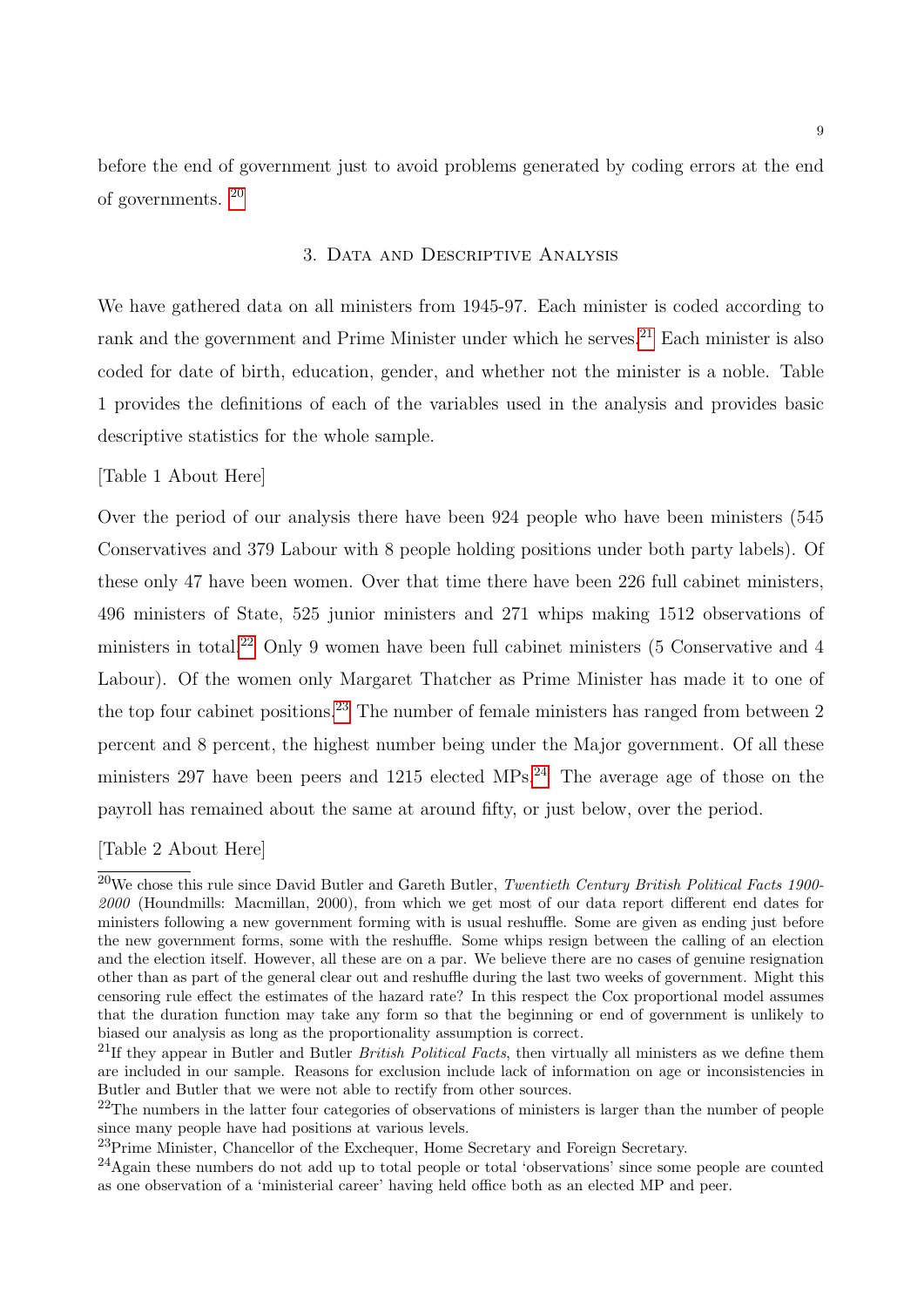before the end of government just to avoid problems generated by coding errors at the end of governments. [20]

## 3. Data and Descriptive Analysis

We have gathered data on all ministers from 1945-97. Each minister is coded according to rank and the government and Prime Minister under which he serves.[21] Each minister is also coded for date of birth, education, gender, and whether not the minister is a noble. Table 1 provides the definitions of each of the variables used in the analysis and provides basic descriptive statistics for the whole sample.

[Table 1 About Here]

Over the period of our analysis there have been 924 people who have been ministers (545 Conservatives and 379 Labour with 8 people holding positions under both party labels). Of these only 47 have been women. Over that time there have been 226 full cabinet ministers, 496 ministers of State, 525 junior ministers and 271 whips making 1512 observations of ministers in total.[22] Only 9 women have been full cabinet ministers (5 Conservative and 4 Labour). Of the women only Margaret Thatcher as Prime Minister has made it to one of the top four cabinet positions.[23] The number of female ministers has ranged from between 2 percent and 8 percent, the highest number being under the Major government. Of all these ministers 297 have been peers and 1215 elected MPs.[24] The average age of those on the payroll has remained about the same at around fifty, or just below, over the period.

[Table 2 About Here]

---

[20] We chose this rule since David Butler and Gareth Butler, *Twentieth Century British Political Facts 1900-2000* (Houndmills: Macmillan, 2000), from which we get most of our data report different end dates for ministers following a new government forming with is usual reshuffle. Some are given as ending just before the new government forms, some with the reshuffle. Some whips resign between the calling of an election and the election itself. However, all these are on a par. We believe there are no cases of genuine resignation other than as part of the general clear out and reshuffle during the last two weeks of government. Might this censoring rule effect the estimates of the hazard rate? In this respect the Cox proportional model assumes that the duration function may take any form so that the beginning or end of government is unlikely to biased our analysis as long as the proportionality assumption is correct.

[21] If they appear in Butler and Butler *British Political Facts*, then virtually all ministers as we define them are included in our sample. Reasons for exclusion include lack of information on age or inconsistencies in Butler and Butler that we were not able to rectify from other sources.

[22] The numbers in the latter four categories of observations of ministers is larger than the number of people since many people have had positions at various levels.

[23] Prime Minister, Chancellor of the Exchequer, Home Secretary and Foreign Secretary.

[24] Again these numbers do not add up to total people or total 'observations' since some people are counted as one observation of a 'ministerial career' having held office both as an elected MP and peer.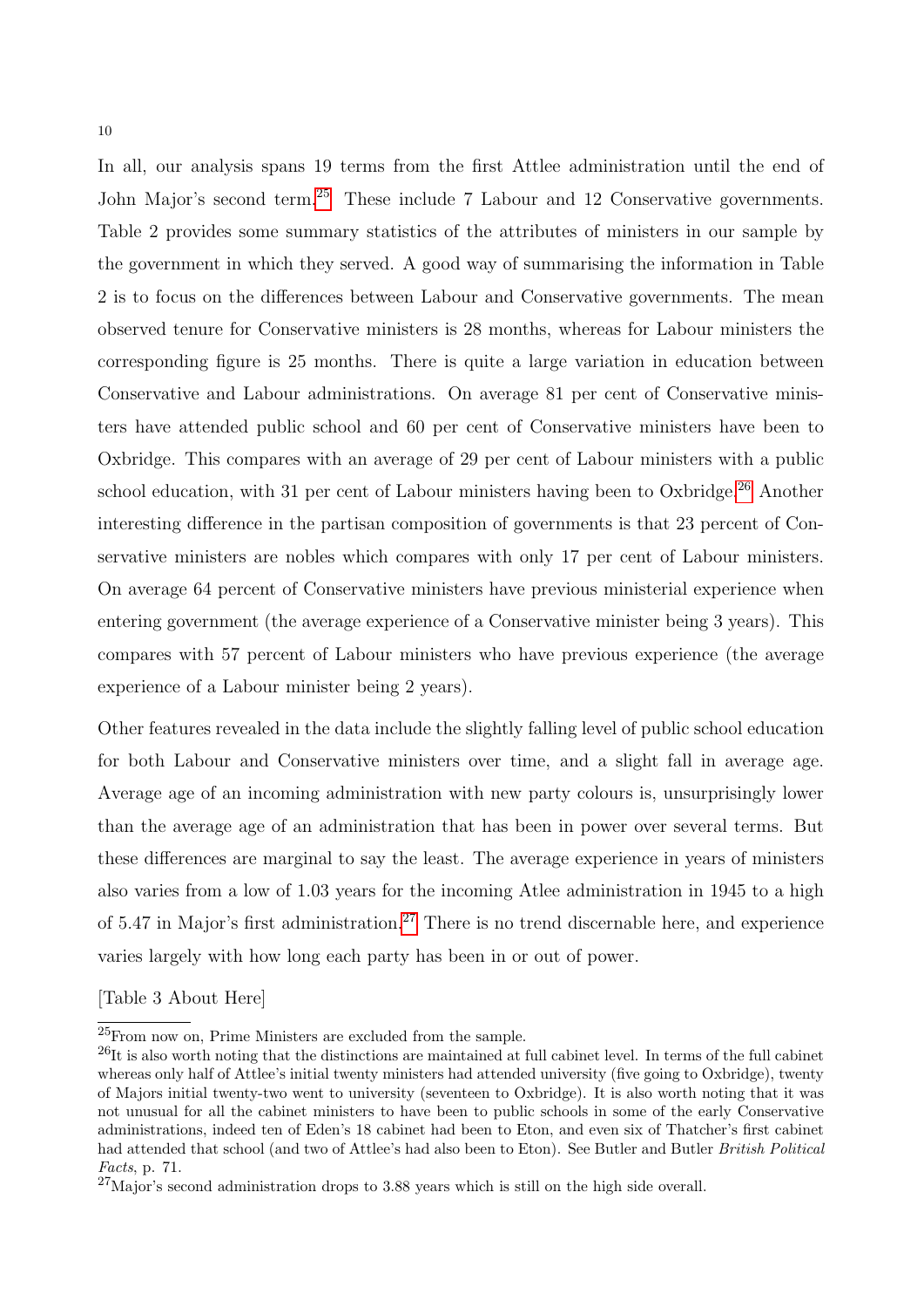In all, our analysis spans 19 terms from the first Attlee administration until the end of John Major's second term.[25] These include 7 Labour and 12 Conservative governments. Table 2 provides some summary statistics of the attributes of ministers in our sample by the government in which they served. A good way of summarising the information in Table 2 is to focus on the differences between Labour and Conservative governments. The mean observed tenure for Conservative ministers is 28 months, whereas for Labour ministers the corresponding figure is 25 months. There is quite a large variation in education between Conservative and Labour administrations. On average 81 per cent of Conservative ministers have attended public school and 60 per cent of Conservative ministers have been to Oxbridge. This compares with an average of 29 per cent of Labour ministers with a public school education, with 31 per cent of Labour ministers having been to Oxbridge.[26] Another interesting difference in the partisan composition of governments is that 23 percent of Conservative ministers are nobles which compares with only 17 per cent of Labour ministers. On average 64 percent of Conservative ministers have previous ministerial experience when entering government (the average experience of a Conservative minister being 3 years). This compares with 57 percent of Labour ministers who have previous experience (the average experience of a Labour minister being 2 years).

Other features revealed in the data include the slightly falling level of public school education for both Labour and Conservative ministers over time, and a slight fall in average age. Average age of an incoming administration with new party colours is, unsurprisingly lower than the average age of an administration that has been in power over several terms. But these differences are marginal to say the least. The average experience in years of ministers also varies from a low of 1.03 years for the incoming Atlee administration in 1945 to a high of 5.47 in Major's first administration.[27] There is no trend discernable here, and experience varies largely with how long each party has been in or out of power.

[Table 3 About Here]

[25] From now on, Prime Ministers are excluded from the sample.

[26] It is also worth noting that the distinctions are maintained at full cabinet level. In terms of the full cabinet whereas only half of Attlee's initial twenty ministers had attended university (five going to Oxbridge), twenty of Majors initial twenty-two went to university (seventeen to Oxbridge). It is also worth noting that it was not unusual for all the cabinet ministers to have been to public schools in some of the early Conservative administrations, indeed ten of Eden's 18 cabinet had been to Eton, and even six of Thatcher's first cabinet had attended that school (and two of Attlee's had also been to Eton). See Butler and Butler *British Political Facts*, p. 71.

[27] Major's second administration drops to 3.88 years which is still on the high side overall.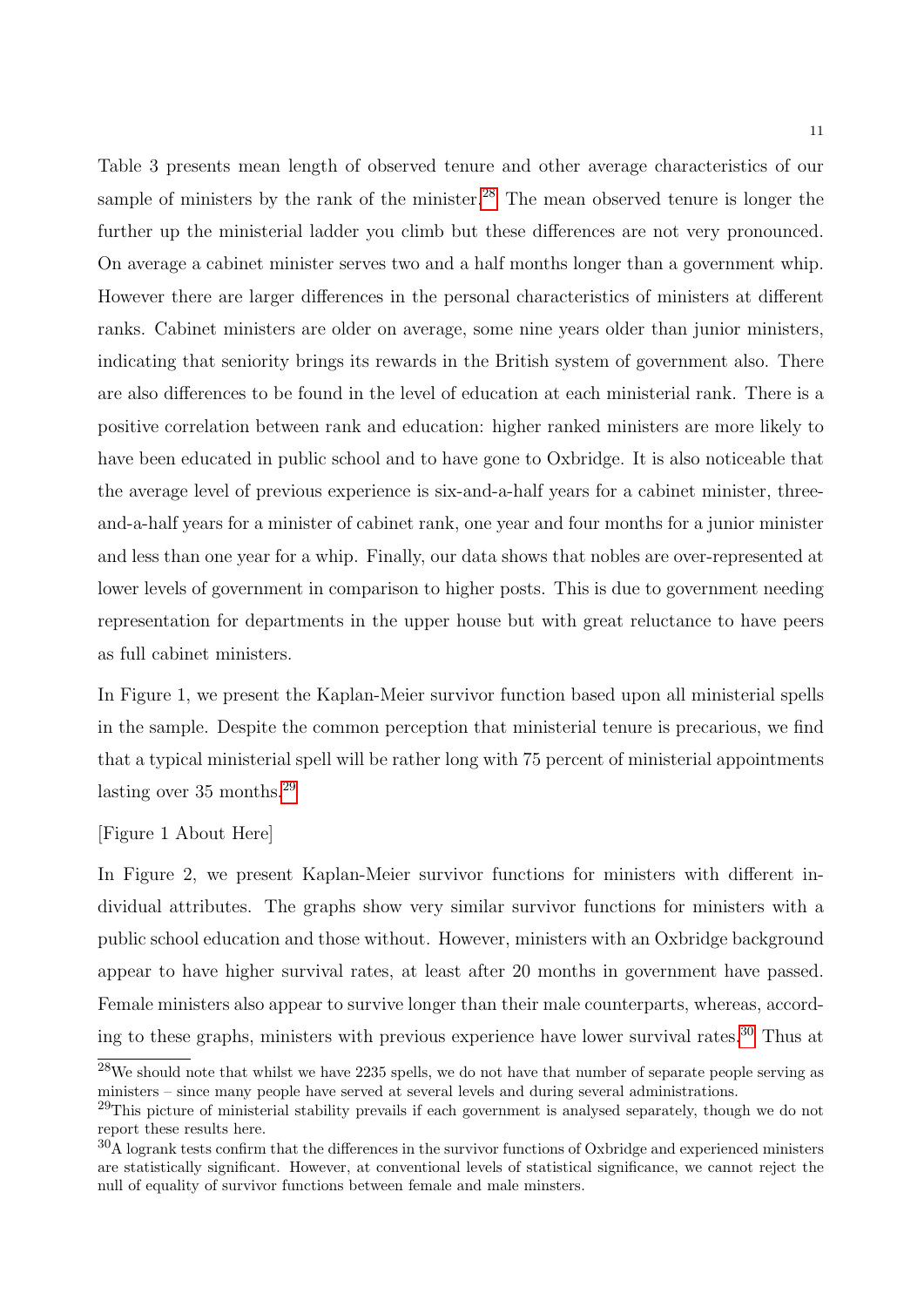Table 3 presents mean length of observed tenure and other average characteristics of our sample of ministers by the rank of the minister.[28] The mean observed tenure is longer the further up the ministerial ladder you climb but these differences are not very pronounced. On average a cabinet minister serves two and a half months longer than a government whip. However there are larger differences in the personal characteristics of ministers at different ranks. Cabinet ministers are older on average, some nine years older than junior ministers, indicating that seniority brings its rewards in the British system of government also. There are also differences to be found in the level of education at each ministerial rank. There is a positive correlation between rank and education: higher ranked ministers are more likely to have been educated in public school and to have gone to Oxbridge. It is also noticeable that the average level of previous experience is six-and-a-half years for a cabinet minister, three-and-a-half years for a minister of cabinet rank, one year and four months for a junior minister and less than one year for a whip. Finally, our data shows that nobles are over-represented at lower levels of government in comparison to higher posts. This is due to government needing representation for departments in the upper house but with great reluctance to have peers as full cabinet ministers.

In Figure 1, we present the Kaplan-Meier survivor function based upon all ministerial spells in the sample. Despite the common perception that ministerial tenure is precarious, we find that a typical ministerial spell will be rather long with 75 percent of ministerial appointments lasting over 35 months.[29]

[Figure 1 About Here]

In Figure 2, we present Kaplan-Meier survivor functions for ministers with different individual attributes. The graphs show very similar survivor functions for ministers with a public school education and those without. However, ministers with an Oxbridge background appear to have higher survival rates, at least after 20 months in government have passed. Female ministers also appear to survive longer than their male counterparts, whereas, according to these graphs, ministers with previous experience have lower survival rates.[30] Thus at

---

[28] We should note that whilst we have 2235 spells, we do not have that number of separate people serving as ministers – since many people have served at several levels and during several administrations.

[29] This picture of ministerial stability prevails if each government is analysed separately, though we do not report these results here.

[30] A logrank tests confirm that the differences in the survivor functions of Oxbridge and experienced ministers are statistically significant. However, at conventional levels of statistical significance, we cannot reject the null of equality of survivor functions between female and male minsters.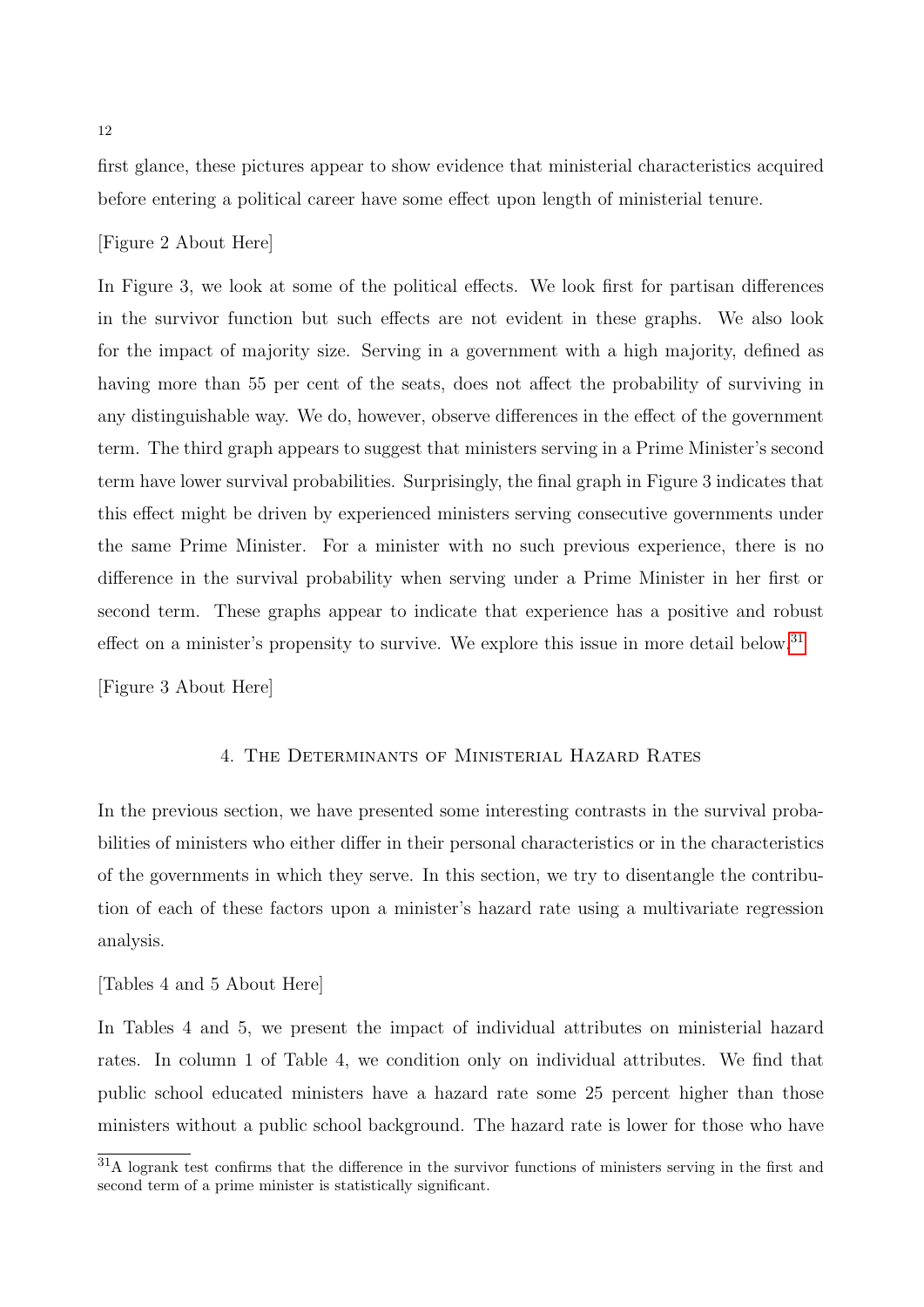first glance, these pictures appear to show evidence that ministerial characteristics acquired before entering a political career have some effect upon length of ministerial tenure.

[Figure 2 About Here]

In Figure 3, we look at some of the political effects. We look first for partisan differences in the survivor function but such effects are not evident in these graphs. We also look for the impact of majority size. Serving in a government with a high majority, defined as having more than 55 per cent of the seats, does not affect the probability of surviving in any distinguishable way. We do, however, observe differences in the effect of the government term. The third graph appears to suggest that ministers serving in a Prime Minister's second term have lower survival probabilities. Surprisingly, the final graph in Figure 3 indicates that this effect might be driven by experienced ministers serving consecutive governments under the same Prime Minister. For a minister with no such previous experience, there is no difference in the survival probability when serving under a Prime Minister in her first or second term. These graphs appear to indicate that experience has a positive and robust effect on a minister's propensity to survive. We explore this issue in more detail below.[31]

[Figure 3 About Here]

## 4. The Determinants of Ministerial Hazard Rates

In the previous section, we have presented some interesting contrasts in the survival probabilities of ministers who either differ in their personal characteristics or in the characteristics of the governments in which they serve. In this section, we try to disentangle the contribution of each of these factors upon a minister's hazard rate using a multivariate regression analysis.

[Tables 4 and 5 About Here]

In Tables 4 and 5, we present the impact of individual attributes on ministerial hazard rates. In column 1 of Table 4, we condition only on individual attributes. We find that public school educated ministers have a hazard rate some 25 percent higher than those ministers without a public school background. The hazard rate is lower for those who have

[31] A logrank test confirms that the difference in the survivor functions of ministers serving in the first and second term of a prime minister is statistically significant.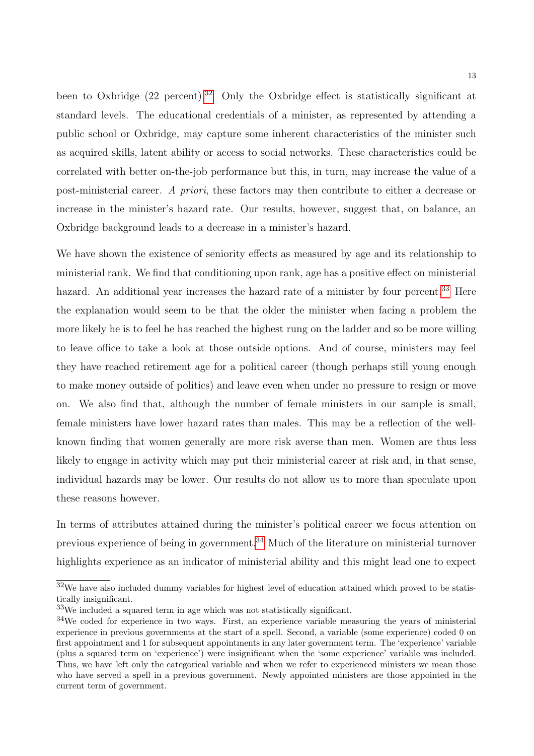been to Oxbridge (22 percent).[32] Only the Oxbridge effect is statistically significant at standard levels. The educational credentials of a minister, as represented by attending a public school or Oxbridge, may capture some inherent characteristics of the minister such as acquired skills, latent ability or access to social networks. These characteristics could be correlated with better on-the-job performance but this, in turn, may increase the value of a post-ministerial career. *A priori*, these factors may then contribute to either a decrease or increase in the minister's hazard rate. Our results, however, suggest that, on balance, an Oxbridge background leads to a decrease in a minister's hazard.

We have shown the existence of seniority effects as measured by age and its relationship to ministerial rank. We find that conditioning upon rank, age has a positive effect on ministerial hazard. An additional year increases the hazard rate of a minister by four percent.[33] Here the explanation would seem to be that the older the minister when facing a problem the more likely he is to feel he has reached the highest rung on the ladder and so be more willing to leave office to take a look at those outside options. And of course, ministers may feel they have reached retirement age for a political career (though perhaps still young enough to make money outside of politics) and leave even when under no pressure to resign or move on. We also find that, although the number of female ministers in our sample is small, female ministers have lower hazard rates than males. This may be a reflection of the well-known finding that women generally are more risk averse than men. Women are thus less likely to engage in activity which may put their ministerial career at risk and, in that sense, individual hazards may be lower. Our results do not allow us to more than speculate upon these reasons however.

In terms of attributes attained during the minister's political career we focus attention on previous experience of being in government.[34] Much of the literature on ministerial turnover highlights experience as an indicator of ministerial ability and this might lead one to expect

[32] We have also included dummy variables for highest level of education attained which proved to be statistically insignificant.

[33] We included a squared term in age which was not statistically significant.

[34] We coded for experience in two ways. First, an experience variable measuring the years of ministerial experience in previous governments at the start of a spell. Second, a variable (some experience) coded 0 on first appointment and 1 for subsequent appointments in any later government term. The 'experience' variable (plus a squared term on 'experience') were insignificant when the 'some experience' variable was included. Thus, we have left only the categorical variable and when we refer to experienced ministers we mean those who have served a spell in a previous government. Newly appointed ministers are those appointed in the current term of government.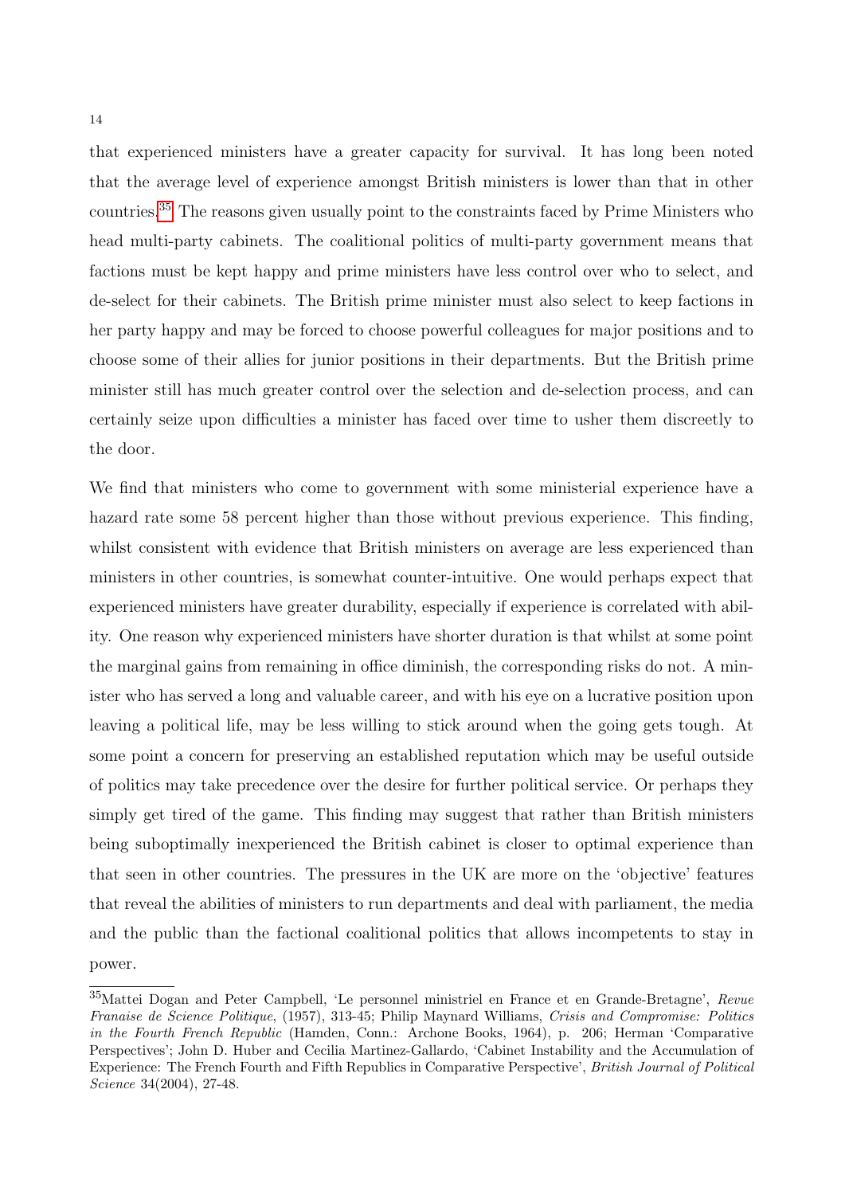that experienced ministers have a greater capacity for survival. It has long been noted that the average level of experience amongst British ministers is lower than that in other countries.[35] The reasons given usually point to the constraints faced by Prime Ministers who head multi-party cabinets. The coalitional politics of multi-party government means that factions must be kept happy and prime ministers have less control over who to select, and de-select for their cabinets. The British prime minister must also select to keep factions in her party happy and may be forced to choose powerful colleagues for major positions and to choose some of their allies for junior positions in their departments. But the British prime minister still has much greater control over the selection and de-selection process, and can certainly seize upon difficulties a minister has faced over time to usher them discreetly to the door.

We find that ministers who come to government with some ministerial experience have a hazard rate some 58 percent higher than those without previous experience. This finding, whilst consistent with evidence that British ministers on average are less experienced than ministers in other countries, is somewhat counter-intuitive. One would perhaps expect that experienced ministers have greater durability, especially if experience is correlated with ability. One reason why experienced ministers have shorter duration is that whilst at some point the marginal gains from remaining in office diminish, the corresponding risks do not. A minister who has served a long and valuable career, and with his eye on a lucrative position upon leaving a political life, may be less willing to stick around when the going gets tough. At some point a concern for preserving an established reputation which may be useful outside of politics may take precedence over the desire for further political service. Or perhaps they simply get tired of the game. This finding may suggest that rather than British ministers being suboptimally inexperienced the British cabinet is closer to optimal experience than that seen in other countries. The pressures in the UK are more on the 'objective' features that reveal the abilities of ministers to run departments and deal with parliament, the media and the public than the factional coalitional politics that allows incompetents to stay in power.

[35] Mattei Dogan and Peter Campbell, 'Le personnel ministriel en France et en Grande-Bretagne', *Revue Franaise de Science Politique*, (1957), 313-45; Philip Maynard Williams, *Crisis and Compromise: Politics in the Fourth French Republic* (Hamden, Conn.: Archone Books, 1964), p. 206; Herman 'Comparative Perspectives'; John D. Huber and Cecilia Martinez-Gallardo, 'Cabinet Instability and the Accumulation of Experience: The French Fourth and Fifth Republics in Comparative Perspective', *British Journal of Political Science* 34(2004), 27-48.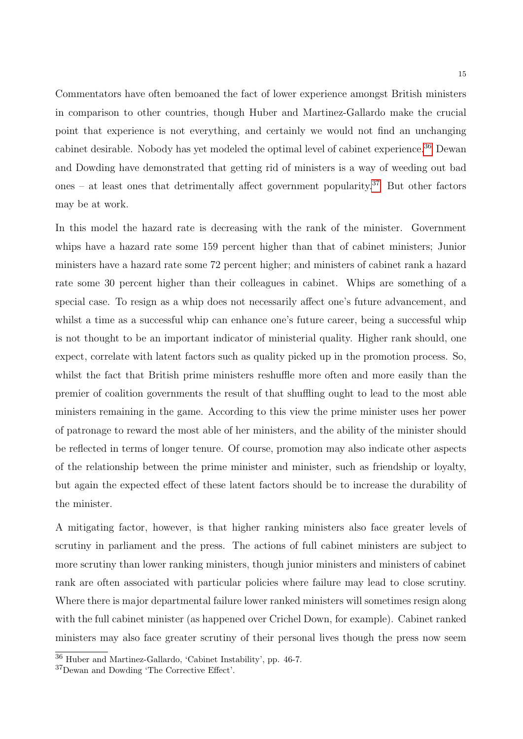Commentators have often bemoaned the fact of lower experience amongst British ministers in comparison to other countries, though Huber and Martinez-Gallardo make the crucial point that experience is not everything, and certainly we would not find an unchanging cabinet desirable. Nobody has yet modeled the optimal level of cabinet experience.[36] Dewan and Dowding have demonstrated that getting rid of ministers is a way of weeding out bad ones – at least ones that detrimentally affect government popularity.[37] But other factors may be at work.

In this model the hazard rate is decreasing with the rank of the minister. Government whips have a hazard rate some 159 percent higher than that of cabinet ministers; Junior ministers have a hazard rate some 72 percent higher; and ministers of cabinet rank a hazard rate some 30 percent higher than their colleagues in cabinet. Whips are something of a special case. To resign as a whip does not necessarily affect one's future advancement, and whilst a time as a successful whip can enhance one's future career, being a successful whip is not thought to be an important indicator of ministerial quality. Higher rank should, one expect, correlate with latent factors such as quality picked up in the promotion process. So, whilst the fact that British prime ministers reshuffle more often and more easily than the premier of coalition governments the result of that shuffling ought to lead to the most able ministers remaining in the game. According to this view the prime minister uses her power of patronage to reward the most able of her ministers, and the ability of the minister should be reflected in terms of longer tenure. Of course, promotion may also indicate other aspects of the relationship between the prime minister and minister, such as friendship or loyalty, but again the expected effect of these latent factors should be to increase the durability of the minister.

A mitigating factor, however, is that higher ranking ministers also face greater levels of scrutiny in parliament and the press. The actions of full cabinet ministers are subject to more scrutiny than lower ranking ministers, though junior ministers and ministers of cabinet rank are often associated with particular policies where failure may lead to close scrutiny. Where there is major departmental failure lower ranked ministers will sometimes resign along with the full cabinet minister (as happened over Crichel Down, for example). Cabinet ranked ministers may also face greater scrutiny of their personal lives though the press now seem

[36] Huber and Martinez-Gallardo, 'Cabinet Instability', pp. 46-7.

[37] Dewan and Dowding 'The Corrective Effect'.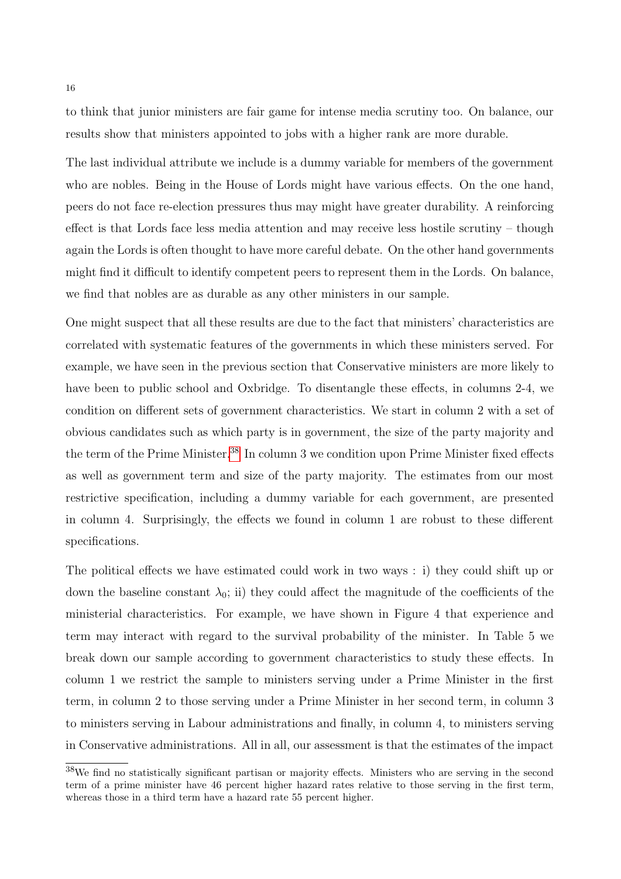to think that junior ministers are fair game for intense media scrutiny too. On balance, our results show that ministers appointed to jobs with a higher rank are more durable.

The last individual attribute we include is a dummy variable for members of the government who are nobles. Being in the House of Lords might have various effects. On the one hand, peers do not face re-election pressures thus may might have greater durability. A reinforcing effect is that Lords face less media attention and may receive less hostile scrutiny – though again the Lords is often thought to have more careful debate. On the other hand governments might find it difficult to identify competent peers to represent them in the Lords. On balance, we find that nobles are as durable as any other ministers in our sample.

One might suspect that all these results are due to the fact that ministers' characteristics are correlated with systematic features of the governments in which these ministers served. For example, we have seen in the previous section that Conservative ministers are more likely to have been to public school and Oxbridge. To disentangle these effects, in columns 2-4, we condition on different sets of government characteristics. We start in column 2 with a set of obvious candidates such as which party is in government, the size of the party majority and the term of the Prime Minister.[38] In column 3 we condition upon Prime Minister fixed effects as well as government term and size of the party majority. The estimates from our most restrictive specification, including a dummy variable for each government, are presented in column 4. Surprisingly, the effects we found in column 1 are robust to these different specifications.

The political effects we have estimated could work in two ways : i) they could shift up or down the baseline constant $\lambda_0$; ii) they could affect the magnitude of the coefficients of the ministerial characteristics. For example, we have shown in Figure 4 that experience and term may interact with regard to the survival probability of the minister. In Table 5 we break down our sample according to government characteristics to study these effects. In column 1 we restrict the sample to ministers serving under a Prime Minister in the first term, in column 2 to those serving under a Prime Minister in her second term, in column 3 to ministers serving in Labour administrations and finally, in column 4, to ministers serving in Conservative administrations. All in all, our assessment is that the estimates of the impact

[38]We find no statistically significant partisan or majority effects. Ministers who are serving in the second term of a prime minister have 46 percent higher hazard rates relative to those serving in the first term, whereas those in a third term have a hazard rate 55 percent higher.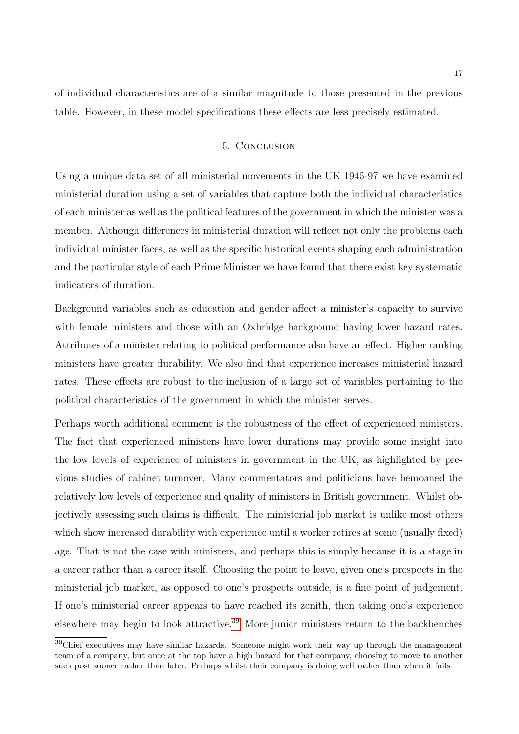of individual characteristics are of a similar magnitude to those presented in the previous table. However, in these model specifications these effects are less precisely estimated.

## 5. Conclusion

Using a unique data set of all ministerial movements in the UK 1945-97 we have examined ministerial duration using a set of variables that capture both the individual characteristics of each minister as well as the political features of the government in which the minister was a member. Although differences in ministerial duration will reflect not only the problems each individual minister faces, as well as the specific historical events shaping each administration and the particular style of each Prime Minister we have found that there exist key systematic indicators of duration.

Background variables such as education and gender affect a minister's capacity to survive with female ministers and those with an Oxbridge background having lower hazard rates. Attributes of a minister relating to political performance also have an effect. Higher ranking ministers have greater durability. We also find that experience increases ministerial hazard rates. These effects are robust to the inclusion of a large set of variables pertaining to the political characteristics of the government in which the minister serves.

Perhaps worth additional comment is the robustness of the effect of experienced ministers. The fact that experienced ministers have lower durations may provide some insight into the low levels of experience of ministers in government in the UK, as highlighted by previous studies of cabinet turnover. Many commentators and politicians have bemoaned the relatively low levels of experience and quality of ministers in British government. Whilst objectively assessing such claims is difficult. The ministerial job market is unlike most others which show increased durability with experience until a worker retires at some (usually fixed) age. That is not the case with ministers, and perhaps this is simply because it is a stage in a career rather than a career itself. Choosing the point to leave, given one's prospects in the ministerial job market, as opposed to one's prospects outside, is a fine point of judgement. If one's ministerial career appears to have reached its zenith, then taking one's experience elsewhere may begin to look attractive.[39] More junior ministers return to the backbenches

[39] Chief executives may have similar hazards. Someone might work their way up through the management team of a company, but once at the top have a high hazard for that company, choosing to move to another such post sooner rather than later. Perhaps whilst their company is doing well rather than when it fails.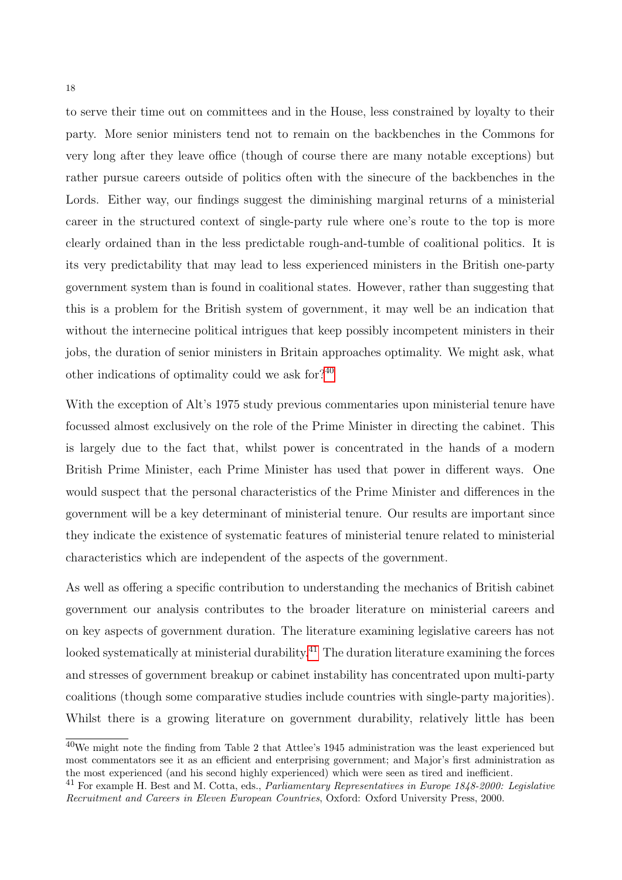to serve their time out on committees and in the House, less constrained by loyalty to their party. More senior ministers tend not to remain on the backbenches in the Commons for very long after they leave office (though of course there are many notable exceptions) but rather pursue careers outside of politics often with the sinecure of the backbenches in the Lords. Either way, our findings suggest the diminishing marginal returns of a ministerial career in the structured context of single-party rule where one's route to the top is more clearly ordained than in the less predictable rough-and-tumble of coalitional politics. It is its very predictability that may lead to less experienced ministers in the British one-party government system than is found in coalitional states. However, rather than suggesting that this is a problem for the British system of government, it may well be an indication that without the internecine political intrigues that keep possibly incompetent ministers in their jobs, the duration of senior ministers in Britain approaches optimality. We might ask, what other indications of optimality could we ask for?[40]

With the exception of Alt's 1975 study previous commentaries upon ministerial tenure have focussed almost exclusively on the role of the Prime Minister in directing the cabinet. This is largely due to the fact that, whilst power is concentrated in the hands of a modern British Prime Minister, each Prime Minister has used that power in different ways. One would suspect that the personal characteristics of the Prime Minister and differences in the government will be a key determinant of ministerial tenure. Our results are important since they indicate the existence of systematic features of ministerial tenure related to ministerial characteristics which are independent of the aspects of the government.

As well as offering a specific contribution to understanding the mechanics of British cabinet government our analysis contributes to the broader literature on ministerial careers and on key aspects of government duration. The literature examining legislative careers has not looked systematically at ministerial durability.[41] The duration literature examining the forces and stresses of government breakup or cabinet instability has concentrated upon multi-party coalitions (though some comparative studies include countries with single-party majorities). Whilst there is a growing literature on government durability, relatively little has been

[40] We might note the finding from Table 2 that Attlee's 1945 administration was the least experienced but most commentators see it as an efficient and enterprising government; and Major's first administration as the most experienced (and his second highly experienced) which were seen as tired and inefficient.

[41] For example H. Best and M. Cotta, eds., *Parliamentary Representatives in Europe 1848-2000: Legislative Recruitment and Careers in Eleven European Countries*, Oxford: Oxford University Press, 2000.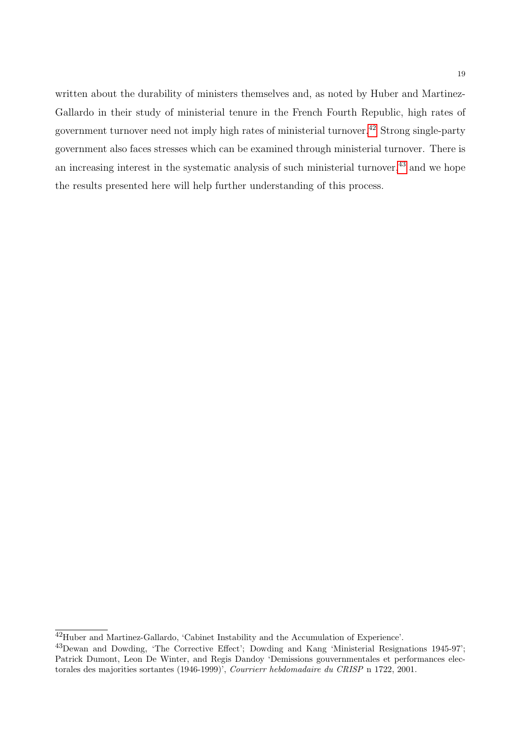written about the durability of ministers themselves and, as noted by Huber and Martinez-Gallardo in their study of ministerial tenure in the French Fourth Republic, high rates of government turnover need not imply high rates of ministerial turnover.[42] Strong single-party government also faces stresses which can be examined through ministerial turnover. There is an increasing interest in the systematic analysis of such ministerial turnover,[43] and we hope the results presented here will help further understanding of this process.

---

[42] Huber and Martinez-Gallardo, 'Cabinet Instability and the Accumulation of Experience'.

[43] Dewan and Dowding, 'The Corrective Effect'; Dowding and Kang 'Ministerial Resignations 1945-97'; Patrick Dumont, Leon De Winter, and Regis Dandoy 'Demissions gouvernmentales et performances electorales des majorities sortantes (1946-1999)', *Courrierr hebdomadaire du CRISP* n 1722, 2001.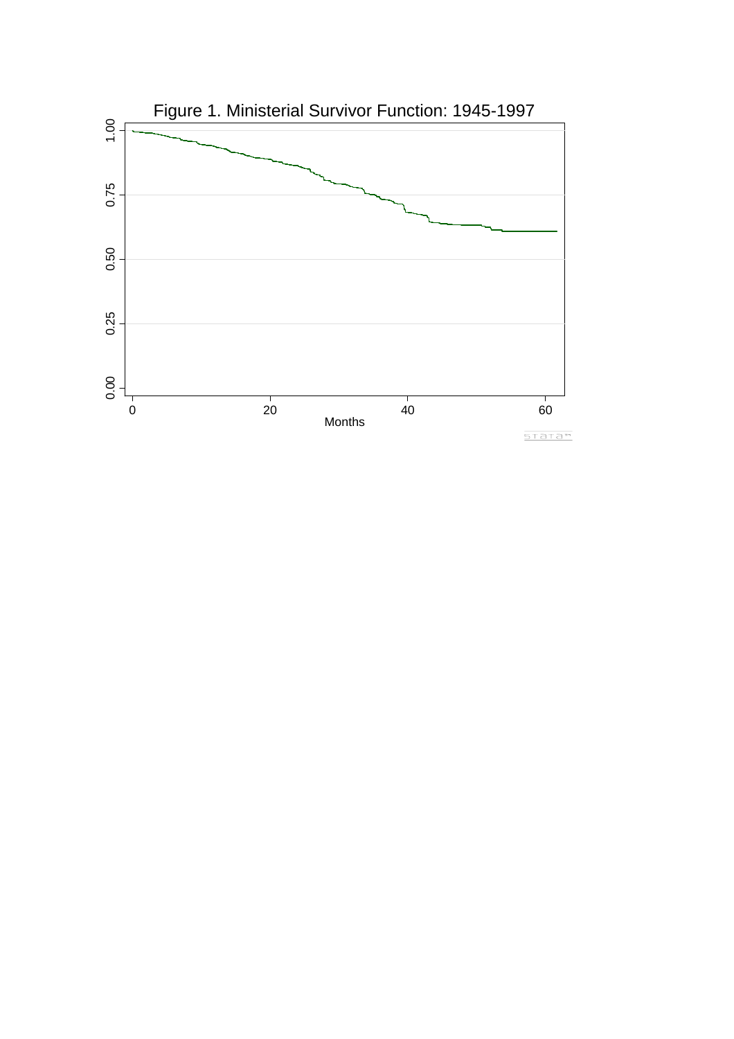Figure 1. Ministerial Survivor Function: 1945-1997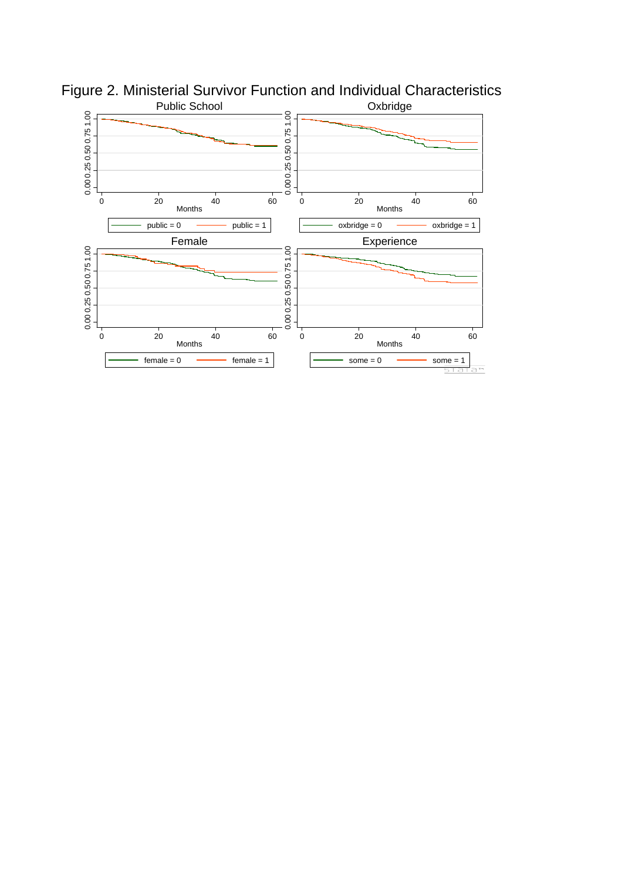Figure 2. Ministerial Survivor Function and Individual Characteristics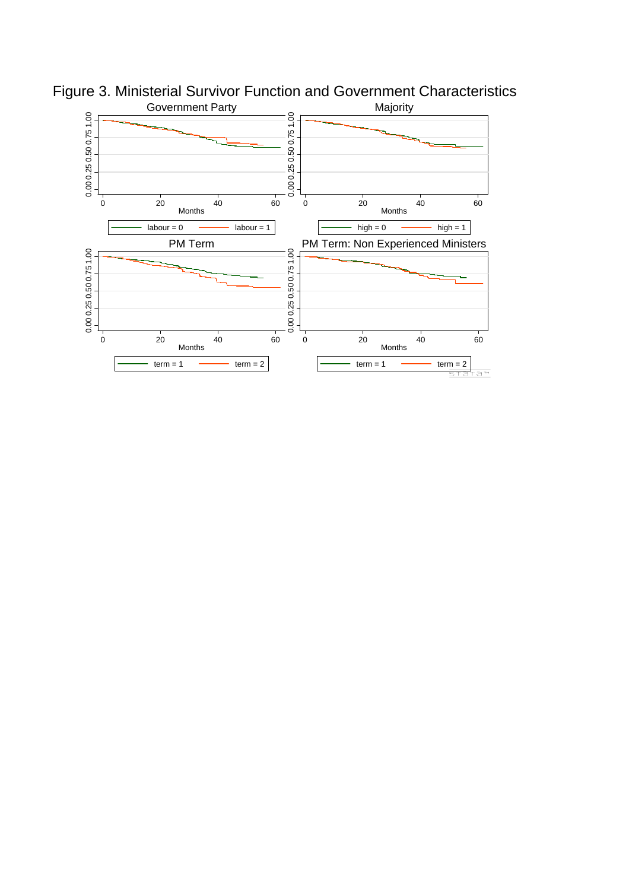Figure 3. Ministerial Survivor Function and Government Characteristics

Government Party

Majority

PM Term

PM Term: Non Experienced Ministers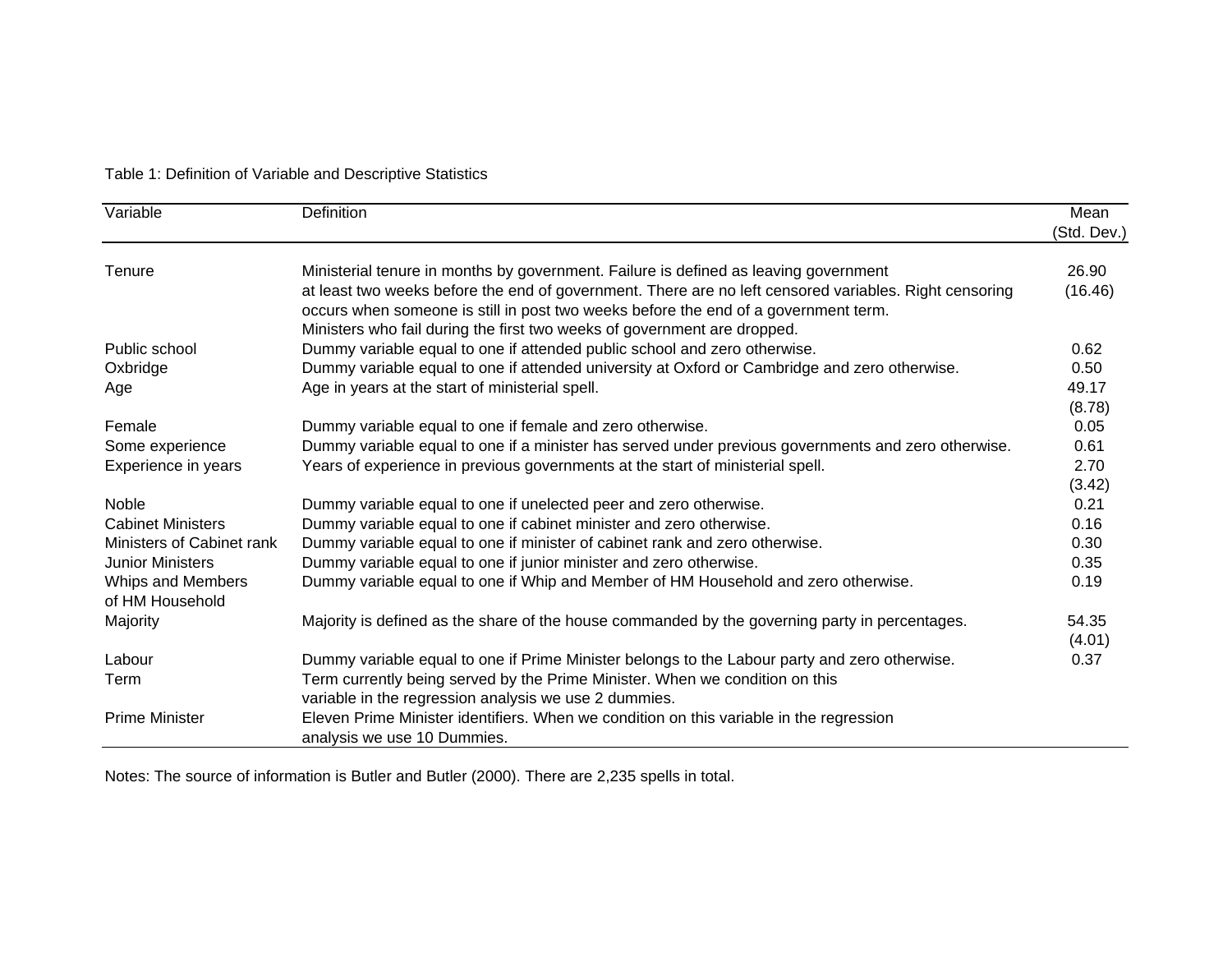Table 1: Definition of Variable and Descriptive Statistics

| Variable | Definition | Mean (Std. Dev.) |
|---|---|---|
| Tenure | Ministerial tenure in months by government. Failure is defined as leaving government at least two weeks before the end of government. There are no left censored variables. Right censoring occurs when someone is still in post two weeks before the end of a government term. Ministers who fail during the first two weeks of government are dropped. | 26.90 (16.46) |
| Public school | Dummy variable equal to one if attended public school and zero otherwise. | 0.62 |
| Oxbridge | Dummy variable equal to one if attended university at Oxford or Cambridge and zero otherwise. | 0.50 |
| Age | Age in years at the start of ministerial spell. | 49.17 (8.78) |
| Female | Dummy variable equal to one if female and zero otherwise. | 0.05 |
| Some experience | Dummy variable equal to one if a minister has served under previous governments and zero otherwise. | 0.61 |
| Experience in years | Years of experience in previous governments at the start of ministerial spell. | 2.70 (3.42) |
| Noble | Dummy variable equal to one if unelected peer and zero otherwise. | 0.21 |
| Cabinet Ministers | Dummy variable equal to one if cabinet minister and zero otherwise. | 0.16 |
| Ministers of Cabinet rank | Dummy variable equal to one if minister of cabinet rank and zero otherwise. | 0.30 |
| Junior Ministers | Dummy variable equal to one if junior minister and zero otherwise. | 0.35 |
| Whips and Members of HM Household | Dummy variable equal to one if Whip and Member of HM Household and zero otherwise. | 0.19 |
| Majority | Majority is defined as the share of the house commanded by the governing party in percentages. | 54.35 (4.01) |
| Labour | Dummy variable equal to one if Prime Minister belongs to the Labour party and zero otherwise. | 0.37 |
| Term | Term currently being served by the Prime Minister. When we condition on this variable in the regression analysis we use 2 dummies. | |
| Prime Minister | Eleven Prime Minister identifiers. When we condition on this variable in the regression analysis we use 10 Dummies. | |

Notes: The source of information is Butler and Butler (2000). There are 2,235 spells in total.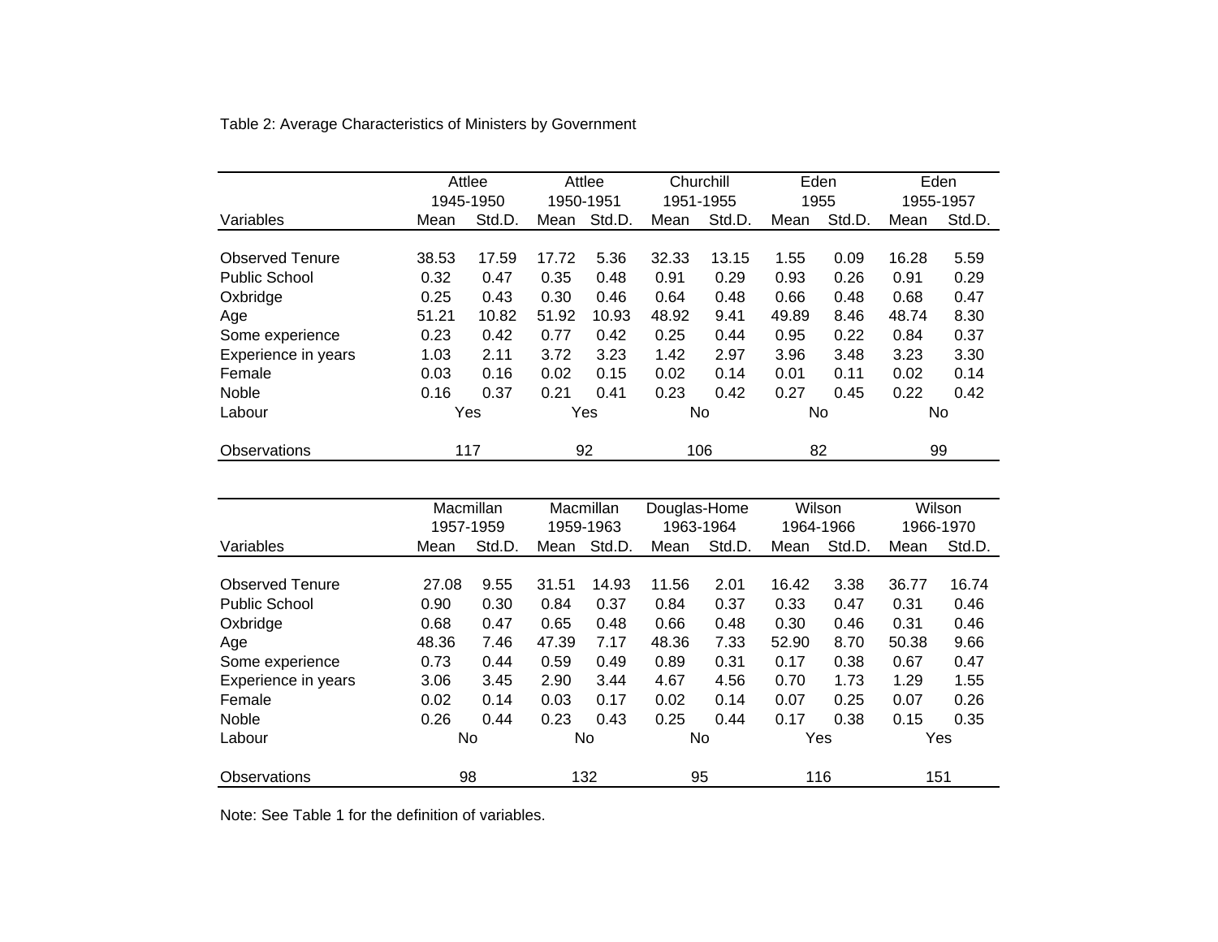Table 2: Average Characteristics of Ministers by Government

| | Attlee 1945-1950 | | Attlee 1950-1951 | | Churchill 1951-1955 | | Eden 1955 | | Eden 1955-1957 | |
|---|---|---|---|---|---|---|---|---|---|---|
| Variables | Mean | Std.D. | Mean | Std.D. | Mean | Std.D. | Mean | Std.D. | Mean | Std.D. |
| Observed Tenure | 38.53 | 17.59 | 17.72 | 5.36 | 32.33 | 13.15 | 1.55 | 0.09 | 16.28 | 5.59 |
| Public School | 0.32 | 0.47 | 0.35 | 0.48 | 0.91 | 0.29 | 0.93 | 0.26 | 0.91 | 0.29 |
| Oxbridge | 0.25 | 0.43 | 0.30 | 0.46 | 0.64 | 0.48 | 0.66 | 0.48 | 0.68 | 0.47 |
| Age | 51.21 | 10.82 | 51.92 | 10.93 | 48.92 | 9.41 | 49.89 | 8.46 | 48.74 | 8.30 |
| Some experience | 0.23 | 0.42 | 0.77 | 0.42 | 0.25 | 0.44 | 0.95 | 0.22 | 0.84 | 0.37 |
| Experience in years | 1.03 | 2.11 | 3.72 | 3.23 | 1.42 | 2.97 | 3.96 | 3.48 | 3.23 | 3.30 |
| Female | 0.03 | 0.16 | 0.02 | 0.15 | 0.02 | 0.14 | 0.01 | 0.11 | 0.02 | 0.14 |
| Noble | 0.16 | 0.37 | 0.21 | 0.41 | 0.23 | 0.42 | 0.27 | 0.45 | 0.22 | 0.42 |
| Labour | Yes | | Yes | | No | | No | | No | |
| Observations | 117 | | 92 | | 106 | | 82 | | 99 | |

| | Macmillan 1957-1959 | | Macmillan 1959-1963 | | Douglas-Home 1963-1964 | | Wilson 1964-1966 | | Wilson 1966-1970 | |
|---|---|---|---|---|---|---|---|---|---|---|
| Variables | Mean | Std.D. | Mean | Std.D. | Mean | Std.D. | Mean | Std.D. | Mean | Std.D. |
| Observed Tenure | 27.08 | 9.55 | 31.51 | 14.93 | 11.56 | 2.01 | 16.42 | 3.38 | 36.77 | 16.74 |
| Public School | 0.90 | 0.30 | 0.84 | 0.37 | 0.84 | 0.37 | 0.33 | 0.47 | 0.31 | 0.46 |
| Oxbridge | 0.68 | 0.47 | 0.65 | 0.48 | 0.66 | 0.48 | 0.30 | 0.46 | 0.31 | 0.46 |
| Age | 48.36 | 7.46 | 47.39 | 7.17 | 48.36 | 7.33 | 52.90 | 8.70 | 50.38 | 9.66 |
| Some experience | 0.73 | 0.44 | 0.59 | 0.49 | 0.89 | 0.31 | 0.17 | 0.38 | 0.67 | 0.47 |
| Experience in years | 3.06 | 3.45 | 2.90 | 3.44 | 4.67 | 4.56 | 0.70 | 1.73 | 1.29 | 1.55 |
| Female | 0.02 | 0.14 | 0.03 | 0.17 | 0.02 | 0.14 | 0.07 | 0.25 | 0.07 | 0.26 |
| Noble | 0.26 | 0.44 | 0.23 | 0.43 | 0.25 | 0.44 | 0.17 | 0.38 | 0.15 | 0.35 |
| Labour | No | | No | | No | | Yes | | Yes | |
| Observations | 98 | | 132 | | 95 | | 116 | | 151 | |

Note: See Table 1 for the definition of variables.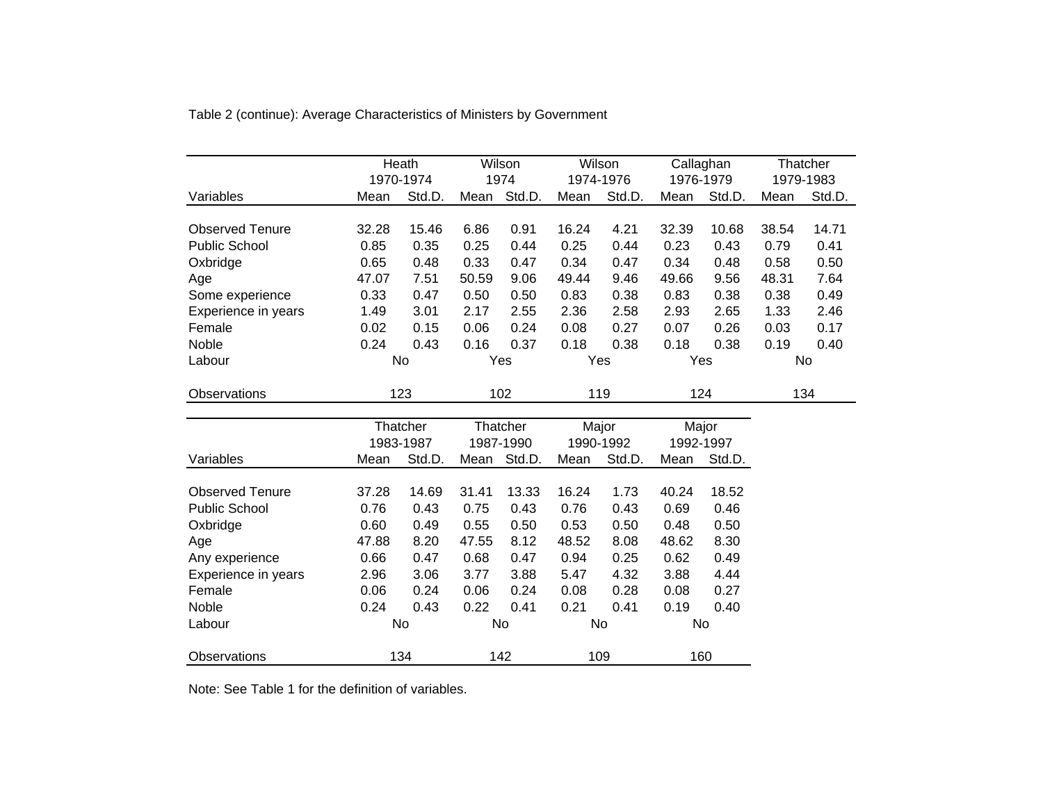Table 2 (continue): Average Characteristics of Ministers by Government

| Variables | Heath 1970-1974 | | Wilson 1974 | | Wilson 1974-1976 | | Callaghan 1976-1979 | | Thatcher 1979-1983 | |
|---|---|---|---|---|---|---|---|---|---|---|
| | Mean | Std.D. | Mean | Std.D. | Mean | Std.D. | Mean | Std.D. | Mean | Std.D. |
| Observed Tenure | 32.28 | 15.46 | 6.86 | 0.91 | 16.24 | 4.21 | 32.39 | 10.68 | 38.54 | 14.71 |
| Public School | 0.85 | 0.35 | 0.25 | 0.44 | 0.25 | 0.44 | 0.23 | 0.43 | 0.79 | 0.41 |
| Oxbridge | 0.65 | 0.48 | 0.33 | 0.47 | 0.34 | 0.47 | 0.34 | 0.48 | 0.58 | 0.50 |
| Age | 47.07 | 7.51 | 50.59 | 9.06 | 49.44 | 9.46 | 49.66 | 9.56 | 48.31 | 7.64 |
| Some experience | 0.33 | 0.47 | 0.50 | 0.50 | 0.83 | 0.38 | 0.83 | 0.38 | 0.38 | 0.49 |
| Experience in years | 1.49 | 3.01 | 2.17 | 2.55 | 2.36 | 2.58 | 2.93 | 2.65 | 1.33 | 2.46 |
| Female | 0.02 | 0.15 | 0.06 | 0.24 | 0.08 | 0.27 | 0.07 | 0.26 | 0.03 | 0.17 |
| Noble | 0.24 | 0.43 | 0.16 | 0.37 | 0.18 | 0.38 | 0.18 | 0.38 | 0.19 | 0.40 |
| Labour | No | | Yes | | Yes | | Yes | | No | |
| Observations | 123 | | 102 | | 119 | | 124 | | 134 | |

| Variables | Thatcher 1983-1987 | | Thatcher 1987-1990 | | Major 1990-1992 | | Major 1992-1997 | |
|---|---|---|---|---|---|---|---|---|
| | Mean | Std.D. | Mean | Std.D. | Mean | Std.D. | Mean | Std.D. |
| Observed Tenure | 37.28 | 14.69 | 31.41 | 13.33 | 16.24 | 1.73 | 40.24 | 18.52 |
| Public School | 0.76 | 0.43 | 0.75 | 0.43 | 0.76 | 0.43 | 0.69 | 0.46 |
| Oxbridge | 0.60 | 0.49 | 0.55 | 0.50 | 0.53 | 0.50 | 0.48 | 0.50 |
| Age | 47.88 | 8.20 | 47.55 | 8.12 | 48.52 | 8.08 | 48.62 | 8.30 |
| Any experience | 0.66 | 0.47 | 0.68 | 0.47 | 0.94 | 0.25 | 0.62 | 0.49 |
| Experience in years | 2.96 | 3.06 | 3.77 | 3.88 | 5.47 | 4.32 | 3.88 | 4.44 |
| Female | 0.06 | 0.24 | 0.06 | 0.24 | 0.08 | 0.28 | 0.08 | 0.27 |
| Noble | 0.24 | 0.43 | 0.22 | 0.41 | 0.21 | 0.41 | 0.19 | 0.40 |
| Labour | No | | No | | No | | No | |
| Observations | 134 | | 142 | | 109 | | 160 | |

Note: See Table 1 for the definition of variables.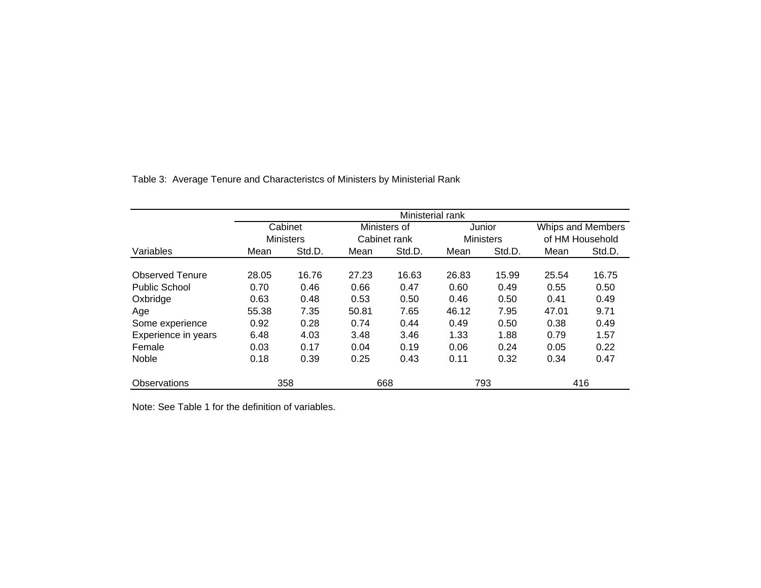Table 3: Average Tenure and Characteristcs of Ministers by Ministerial Rank

| | Ministerial rank | | | | | | | |
|---|---|---|---|---|---|---|---|---|
| | Cabinet Ministers | | Ministers of Cabinet rank | | Junior Ministers | | Whips and Members of HM Household | |
| Variables | Mean | Std.D. | Mean | Std.D. | Mean | Std.D. | Mean | Std.D. |
| Observed Tenure | 28.05 | 16.76 | 27.23 | 16.63 | 26.83 | 15.99 | 25.54 | 16.75 |
| Public School | 0.70 | 0.46 | 0.66 | 0.47 | 0.60 | 0.49 | 0.55 | 0.50 |
| Oxbridge | 0.63 | 0.48 | 0.53 | 0.50 | 0.46 | 0.50 | 0.41 | 0.49 |
| Age | 55.38 | 7.35 | 50.81 | 7.65 | 46.12 | 7.95 | 47.01 | 9.71 |
| Some experience | 0.92 | 0.28 | 0.74 | 0.44 | 0.49 | 0.50 | 0.38 | 0.49 |
| Experience in years | 6.48 | 4.03 | 3.48 | 3.46 | 1.33 | 1.88 | 0.79 | 1.57 |
| Female | 0.03 | 0.17 | 0.04 | 0.19 | 0.06 | 0.24 | 0.05 | 0.22 |
| Noble | 0.18 | 0.39 | 0.25 | 0.43 | 0.11 | 0.32 | 0.34 | 0.47 |
| Observations | 358 | | 668 | | 793 | | 416 | |

Note: See Table 1 for the definition of variables.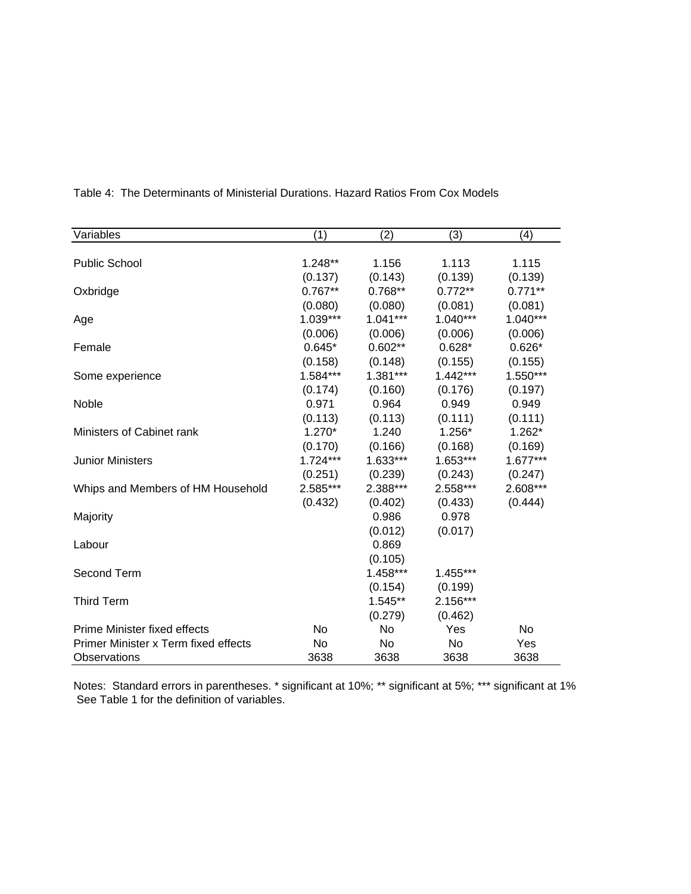Table 4: The Determinants of Ministerial Durations. Hazard Ratios From Cox Models

| Variables | (1) | (2) | (3) | (4) |
|---|---|---|---|---|
| Public School | 1.248** | 1.156 | 1.113 | 1.115 |
| | (0.137) | (0.143) | (0.139) | (0.139) |
| Oxbridge | 0.767** | 0.768** | 0.772** | 0.771** |
| | (0.080) | (0.080) | (0.081) | (0.081) |
| Age | 1.039*** | 1.041*** | 1.040*** | 1.040*** |
| | (0.006) | (0.006) | (0.006) | (0.006) |
| Female | 0.645* | 0.602** | 0.628* | 0.626* |
| | (0.158) | (0.148) | (0.155) | (0.155) |
| Some experience | 1.584*** | 1.381*** | 1.442*** | 1.550*** |
| | (0.174) | (0.160) | (0.176) | (0.197) |
| Noble | 0.971 | 0.964 | 0.949 | 0.949 |
| | (0.113) | (0.113) | (0.111) | (0.111) |
| Ministers of Cabinet rank | 1.270* | 1.240 | 1.256* | 1.262* |
| | (0.170) | (0.166) | (0.168) | (0.169) |
| Junior Ministers | 1.724*** | 1.633*** | 1.653*** | 1.677*** |
| | (0.251) | (0.239) | (0.243) | (0.247) |
| Whips and Members of HM Household | 2.585*** | 2.388*** | 2.558*** | 2.608*** |
| | (0.432) | (0.402) | (0.433) | (0.444) |
| Majority | | 0.986 | 0.978 | |
| | | (0.012) | (0.017) | |
| Labour | | 0.869 | | |
| | | (0.105) | | |
| Second Term | | 1.458*** | 1.455*** | |
| | | (0.154) | (0.199) | |
| Third Term | | 1.545** | 2.156*** | |
| | | (0.279) | (0.462) | |
| Prime Minister fixed effects | No | No | Yes | No |
| Primer Minister x Term fixed effects | No | No | No | Yes |
| Observations | 3638 | 3638 | 3638 | 3638 |

Notes: Standard errors in parentheses. * significant at 10%; ** significant at 5%; *** significant at 1%
See Table 1 for the definition of variables.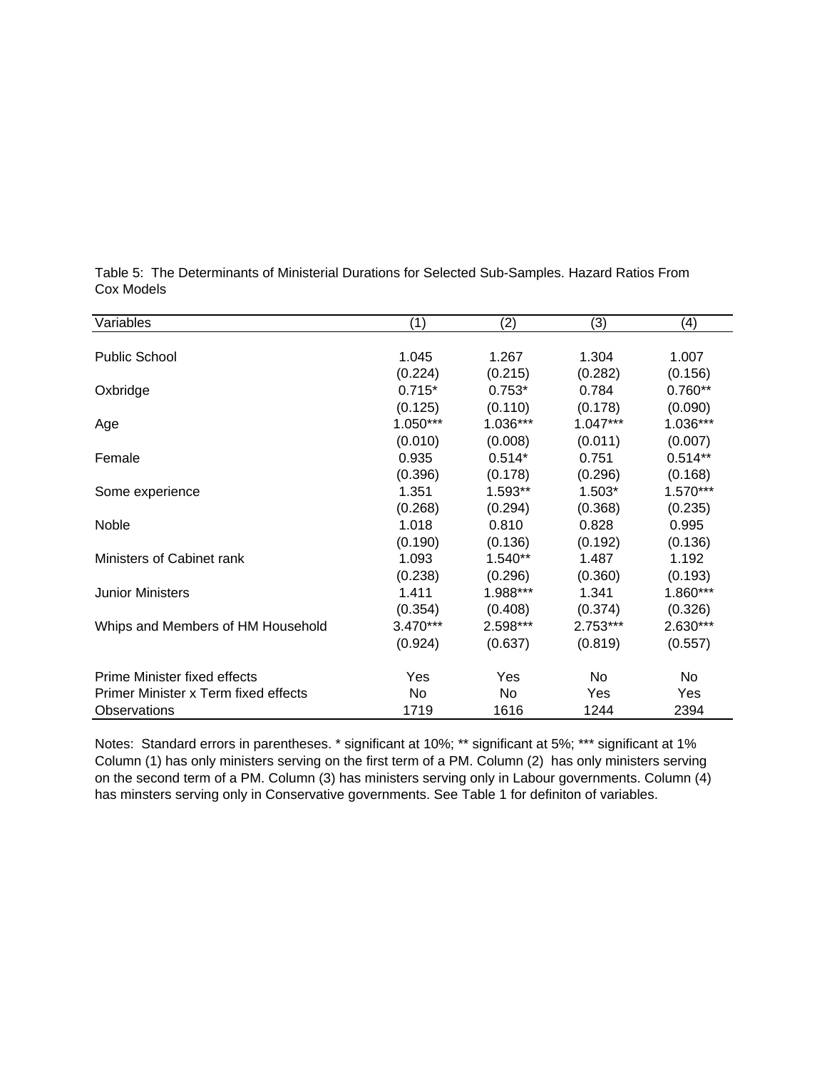Table 5: The Determinants of Ministerial Durations for Selected Sub-Samples. Hazard Ratios From Cox Models

| Variables | (1) | (2) | (3) | (4) |
|---|---|---|---|---|
| Public School | 1.045 | 1.267 | 1.304 | 1.007 |
| | (0.224) | (0.215) | (0.282) | (0.156) |
| Oxbridge | 0.715* | 0.753* | 0.784 | 0.760** |
| | (0.125) | (0.110) | (0.178) | (0.090) |
| Age | 1.050*** | 1.036*** | 1.047*** | 1.036*** |
| | (0.010) | (0.008) | (0.011) | (0.007) |
| Female | 0.935 | 0.514* | 0.751 | 0.514** |
| | (0.396) | (0.178) | (0.296) | (0.168) |
| Some experience | 1.351 | 1.593** | 1.503* | 1.570*** |
| | (0.268) | (0.294) | (0.368) | (0.235) |
| Noble | 1.018 | 0.810 | 0.828 | 0.995 |
| | (0.190) | (0.136) | (0.192) | (0.136) |
| Ministers of Cabinet rank | 1.093 | 1.540** | 1.487 | 1.192 |
| | (0.238) | (0.296) | (0.360) | (0.193) |
| Junior Ministers | 1.411 | 1.988*** | 1.341 | 1.860*** |
| | (0.354) | (0.408) | (0.374) | (0.326) |
| Whips and Members of HM Household | 3.470*** | 2.598*** | 2.753*** | 2.630*** |
| | (0.924) | (0.637) | (0.819) | (0.557) |
| Prime Minister fixed effects | Yes | Yes | No | No |
| Primer Minister x Term fixed effects | No | No | Yes | Yes |
| Observations | 1719 | 1616 | 1244 | 2394 |

Notes: Standard errors in parentheses. * significant at 10%; ** significant at 5%; *** significant at 1% Column (1) has only ministers serving on the first term of a PM. Column (2) has only ministers serving on the second term of a PM. Column (3) has ministers serving only in Labour governments. Column (4) has minsters serving only in Conservative governments. See Table 1 for definiton of variables.